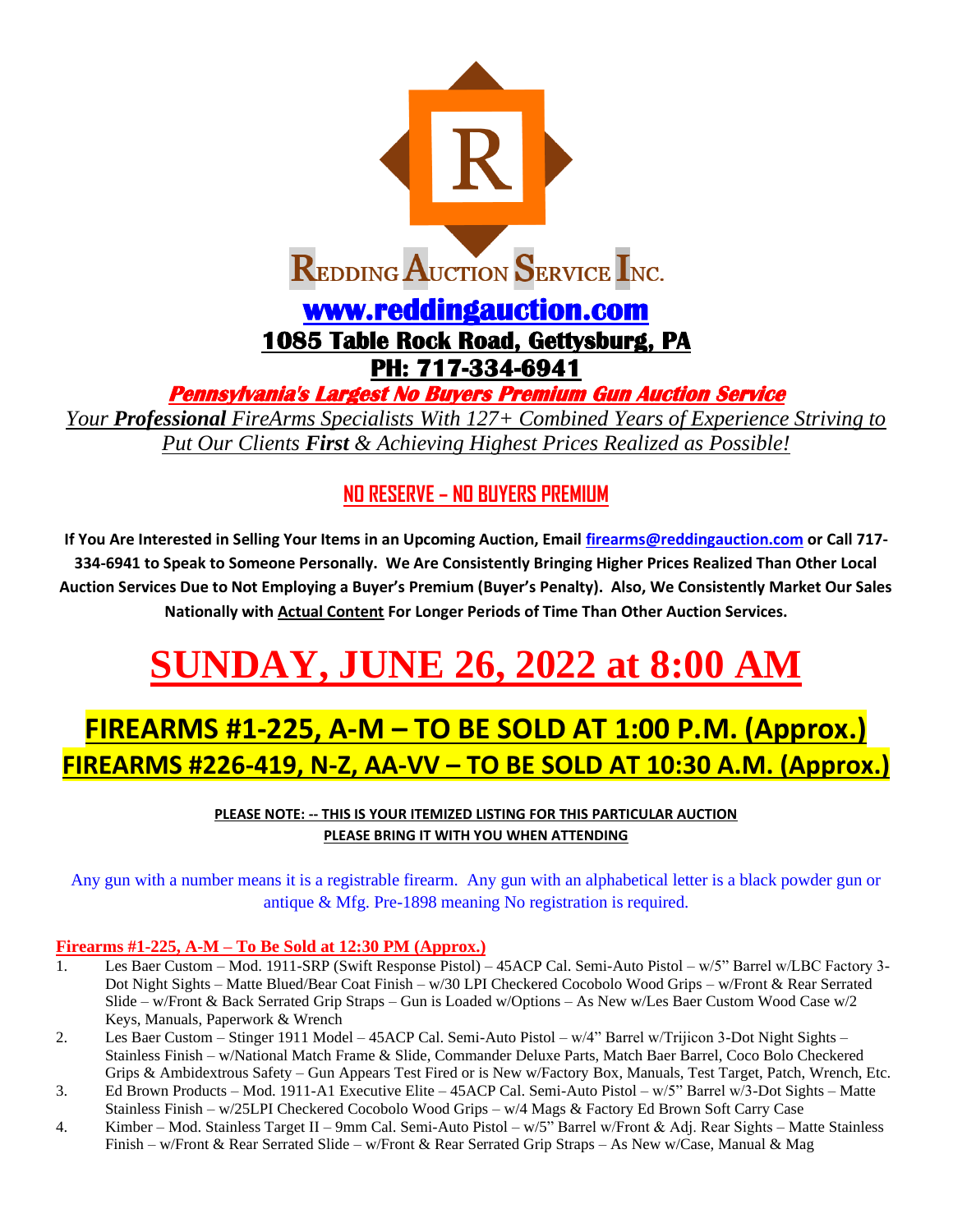# REDDING AUCTION SERVICE INC.

## www.reddingauction.com

## 1085 Table Rock Road, Gettysburg, PA

## PH: 717-334-6941

***Pennsylvania's Largest No Buyers Premium Gun Auction Service***

*Your **Professional** FireArms Specialists With 127+ Combined Years of Experience Striving to Put Our Clients **First** & Achieving Highest Prices Realized as Possible!*

**NO RESERVE – NO BUYERS PREMIUM**

**If You Are Interested in Selling Your Items in an Upcoming Auction, Email firearms@reddingauction.com or Call 717-334-6941 to Speak to Someone Personally. We Are Consistently Bringing Higher Prices Realized Than Other Local Auction Services Due to Not Employing a Buyer's Premium (Buyer's Penalty). Also, We Consistently Market Our Sales Nationally with Actual Content For Longer Periods of Time Than Other Auction Services.**

# SUNDAY, JUNE 26, 2022 at 8:00 AM

## FIREARMS #1-225, A-M – TO BE SOLD AT 1:00 P.M. (Approx.)

## FIREARMS #226-419, N-Z, AA-VV – TO BE SOLD AT 10:30 A.M. (Approx.)

**PLEASE NOTE: -- THIS IS YOUR ITEMIZED LISTING FOR THIS PARTICULAR AUCTION**
**PLEASE BRING IT WITH YOU WHEN ATTENDING**

Any gun with a number means it is a registrable firearm. Any gun with an alphabetical letter is a black powder gun or antique & Mfg. Pre-1898 meaning No registration is required.

### Firearms #1-225, A-M – To Be Sold at 12:30 PM (Approx.)

1. Les Baer Custom – Mod. 1911-SRP (Swift Response Pistol) – 45ACP Cal. Semi-Auto Pistol – w/5" Barrel w/LBC Factory 3-Dot Night Sights – Matte Blued/Bear Coat Finish – w/30 LPI Checkered Cocobolo Wood Grips – w/Front & Rear Serrated Slide – w/Front & Back Serrated Grip Straps – Gun is Loaded w/Options – As New w/Les Baer Custom Wood Case w/2 Keys, Manuals, Paperwork & Wrench
2. Les Baer Custom – Stinger 1911 Model – 45ACP Cal. Semi-Auto Pistol – w/4" Barrel w/Trijicon 3-Dot Night Sights – Stainless Finish – w/National Match Frame & Slide, Commander Deluxe Parts, Match Baer Barrel, Coco Bolo Checkered Grips & Ambidextrous Safety – Gun Appears Test Fired or is New w/Factory Box, Manuals, Test Target, Patch, Wrench, Etc.
3. Ed Brown Products – Mod. 1911-A1 Executive Elite – 45ACP Cal. Semi-Auto Pistol – w/5" Barrel w/3-Dot Sights – Matte Stainless Finish – w/25LPI Checkered Cocobolo Wood Grips – w/4 Mags & Factory Ed Brown Soft Carry Case
4. Kimber – Mod. Stainless Target II – 9mm Cal. Semi-Auto Pistol – w/5" Barrel w/Front & Adj. Rear Sights – Matte Stainless Finish – w/Front & Rear Serrated Slide – w/Front & Rear Serrated Grip Straps – As New w/Case, Manual & Mag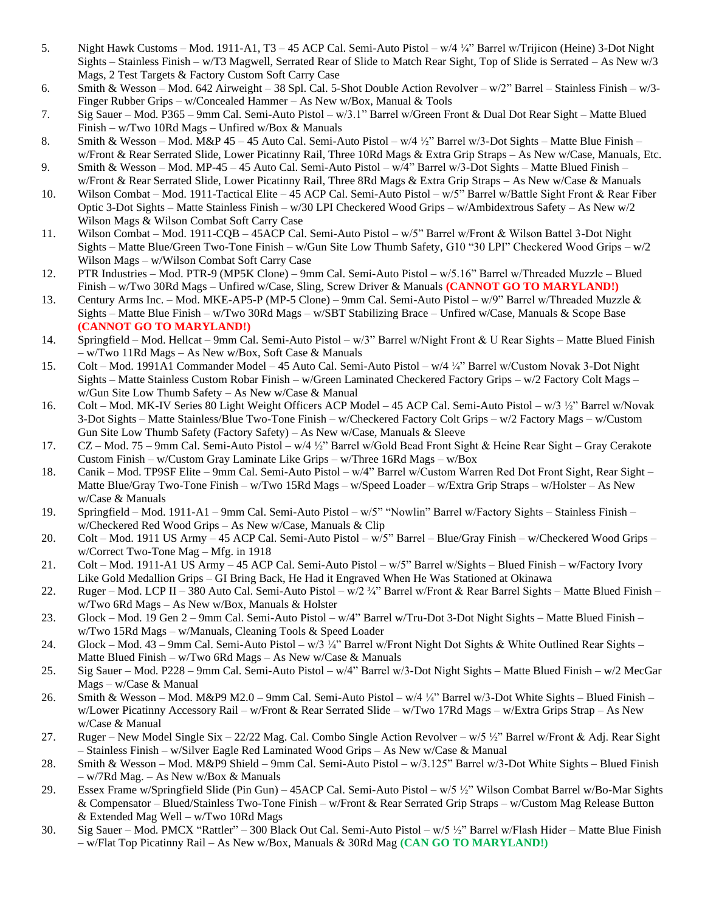5. Night Hawk Customs – Mod. 1911-A1, T3 – 45 ACP Cal. Semi-Auto Pistol – w/4 ¼" Barrel w/Trijicon (Heine) 3-Dot Night Sights – Stainless Finish – w/T3 Magwell, Serrated Rear of Slide to Match Rear Sight, Top of Slide is Serrated – As New w/3 Mags, 2 Test Targets & Factory Custom Soft Carry Case
6. Smith & Wesson – Mod. 642 Airweight – 38 Spl. Cal. 5-Shot Double Action Revolver – w/2" Barrel – Stainless Finish – w/3-Finger Rubber Grips – w/Concealed Hammer – As New w/Box, Manual & Tools
7. Sig Sauer – Mod. P365 – 9mm Cal. Semi-Auto Pistol – w/3.1" Barrel w/Green Front & Dual Dot Rear Sight – Matte Blued Finish – w/Two 10Rd Mags – Unfired w/Box & Manuals
8. Smith & Wesson – Mod. M&P 45 – 45 Auto Cal. Semi-Auto Pistol – w/4 ½" Barrel w/3-Dot Sights – Matte Blue Finish – w/Front & Rear Serrated Slide, Lower Picatinny Rail, Three 10Rd Mags & Extra Grip Straps – As New w/Case, Manuals, Etc.
9. Smith & Wesson – Mod. MP-45 – 45 Auto Cal. Semi-Auto Pistol – w/4" Barrel w/3-Dot Sights – Matte Blued Finish – w/Front & Rear Serrated Slide, Lower Picatinny Rail, Three 8Rd Mags & Extra Grip Straps – As New w/Case & Manuals
10. Wilson Combat – Mod. 1911-Tactical Elite – 45 ACP Cal. Semi-Auto Pistol – w/5" Barrel w/Battle Sight Front & Rear Fiber Optic 3-Dot Sights – Matte Stainless Finish – w/30 LPI Checkered Wood Grips – w/Ambidextrous Safety – As New w/2 Wilson Mags & Wilson Combat Soft Carry Case
11. Wilson Combat – Mod. 1911-CQB – 45ACP Cal. Semi-Auto Pistol – w/5" Barrel w/Front & Wilson Battel 3-Dot Night Sights – Matte Blue/Green Two-Tone Finish – w/Gun Site Low Thumb Safety, G10 "30 LPI" Checkered Wood Grips – w/2 Wilson Mags – w/Wilson Combat Soft Carry Case
12. PTR Industries – Mod. PTR-9 (MP5K Clone) – 9mm Cal. Semi-Auto Pistol – w/5.16" Barrel w/Threaded Muzzle – Blued Finish – w/Two 30Rd Mags – Unfired w/Case, Sling, Screw Driver & Manuals **(CANNOT GO TO MARYLAND!)**
13. Century Arms Inc. – Mod. MKE-AP5-P (MP-5 Clone) – 9mm Cal. Semi-Auto Pistol – w/9" Barrel w/Threaded Muzzle & Sights – Matte Blue Finish – w/Two 30Rd Mags – w/SBT Stabilizing Brace – Unfired w/Case, Manuals & Scope Base **(CANNOT GO TO MARYLAND!)**
14. Springfield – Mod. Hellcat – 9mm Cal. Semi-Auto Pistol – w/3" Barrel w/Night Front & U Rear Sights – Matte Blued Finish – w/Two 11Rd Mags – As New w/Box, Soft Case & Manuals
15. Colt – Mod. 1991A1 Commander Model – 45 Auto Cal. Semi-Auto Pistol – w/4 ¼" Barrel w/Custom Novak 3-Dot Night Sights – Matte Stainless Custom Robar Finish – w/Green Laminated Checkered Factory Grips – w/2 Factory Colt Mags – w/Gun Site Low Thumb Safety – As New w/Case & Manual
16. Colt – Mod. MK-IV Series 80 Light Weight Officers ACP Model – 45 ACP Cal. Semi-Auto Pistol – w/3 ½" Barrel w/Novak 3-Dot Sights – Matte Stainless/Blue Two-Tone Finish – w/Checkered Factory Colt Grips – w/2 Factory Mags – w/Custom Gun Site Low Thumb Safety (Factory Safety) – As New w/Case, Manuals & Sleeve
17. CZ – Mod. 75 – 9mm Cal. Semi-Auto Pistol – w/4 ½" Barrel w/Gold Bead Front Sight & Heine Rear Sight – Gray Cerakote Custom Finish – w/Custom Gray Laminate Like Grips – w/Three 16Rd Mags – w/Box
18. Canik – Mod. TP9SF Elite – 9mm Cal. Semi-Auto Pistol – w/4" Barrel w/Custom Warren Red Dot Front Sight, Rear Sight – Matte Blue/Gray Two-Tone Finish – w/Two 15Rd Mags – w/Speed Loader – w/Extra Grip Straps – w/Holster – As New w/Case & Manuals
19. Springfield – Mod. 1911-A1 – 9mm Cal. Semi-Auto Pistol – w/5" "Nowlin" Barrel w/Factory Sights – Stainless Finish – w/Checkered Red Wood Grips – As New w/Case, Manuals & Clip
20. Colt – Mod. 1911 US Army – 45 ACP Cal. Semi-Auto Pistol – w/5" Barrel – Blue/Gray Finish – w/Checkered Wood Grips – w/Correct Two-Tone Mag – Mfg. in 1918
21. Colt – Mod. 1911-A1 US Army – 45 ACP Cal. Semi-Auto Pistol – w/5" Barrel w/Sights – Blued Finish – w/Factory Ivory Like Gold Medallion Grips – GI Bring Back, He Had it Engraved When He Was Stationed at Okinawa
22. Ruger – Mod. LCP II – 380 Auto Cal. Semi-Auto Pistol – w/2 ¾" Barrel w/Front & Rear Barrel Sights – Matte Blued Finish – w/Two 6Rd Mags – As New w/Box, Manuals & Holster
23. Glock – Mod. 19 Gen 2 – 9mm Cal. Semi-Auto Pistol – w/4" Barrel w/Tru-Dot 3-Dot Night Sights – Matte Blued Finish – w/Two 15Rd Mags – w/Manuals, Cleaning Tools & Speed Loader
24. Glock – Mod. 43 – 9mm Cal. Semi-Auto Pistol – w/3 ¼" Barrel w/Front Night Dot Sights & White Outlined Rear Sights – Matte Blued Finish – w/Two 6Rd Mags – As New w/Case & Manuals
25. Sig Sauer – Mod. P228 – 9mm Cal. Semi-Auto Pistol – w/4" Barrel w/3-Dot Night Sights – Matte Blued Finish – w/2 MecGar Mags – w/Case & Manual
26. Smith & Wesson – Mod. M&P9 M2.0 – 9mm Cal. Semi-Auto Pistol – w/4 ¼" Barrel w/3-Dot White Sights – Blued Finish – w/Lower Picatinny Accessory Rail – w/Front & Rear Serrated Slide – w/Two 17Rd Mags – w/Extra Grips Strap – As New w/Case & Manual
27. Ruger – New Model Single Six – 22/22 Mag. Cal. Combo Single Action Revolver – w/5 ½" Barrel w/Front & Adj. Rear Sight – Stainless Finish – w/Silver Eagle Red Laminated Wood Grips – As New w/Case & Manual
28. Smith & Wesson – Mod. M&P9 Shield – 9mm Cal. Semi-Auto Pistol – w/3.125" Barrel w/3-Dot White Sights – Blued Finish – w/7Rd Mag. – As New w/Box & Manuals
29. Essex Frame w/Springfield Slide (Pin Gun) – 45ACP Cal. Semi-Auto Pistol – w/5 ½" Wilson Combat Barrel w/Bo-Mar Sights & Compensator – Blued/Stainless Two-Tone Finish – w/Front & Rear Serrated Grip Straps – w/Custom Mag Release Button & Extended Mag Well – w/Two 10Rd Mags
30. Sig Sauer – Mod. PMCX "Rattler" – 300 Black Out Cal. Semi-Auto Pistol – w/5 ½" Barrel w/Flash Hider – Matte Blue Finish – w/Flat Top Picatinny Rail – As New w/Box, Manuals & 30Rd Mag **(CAN GO TO MARYLAND!)**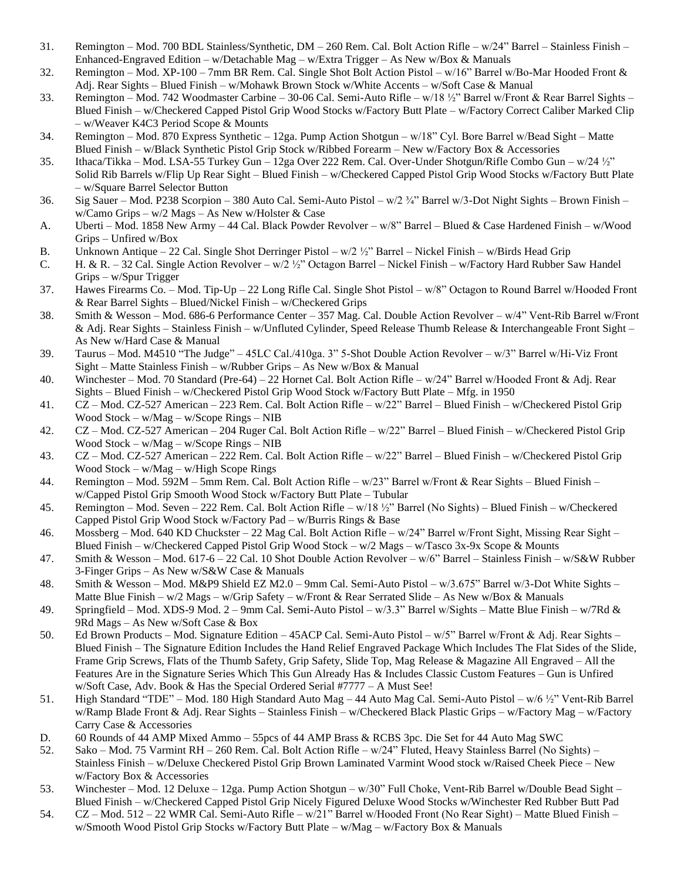31. Remington – Mod. 700 BDL Stainless/Synthetic, DM – 260 Rem. Cal. Bolt Action Rifle – w/24" Barrel – Stainless Finish – Enhanced-Engraved Edition – w/Detachable Mag – w/Extra Trigger – As New w/Box & Manuals
32. Remington – Mod. XP-100 – 7mm BR Rem. Cal. Single Shot Bolt Action Pistol – w/16" Barrel w/Bo-Mar Hooded Front & Adj. Rear Sights – Blued Finish – w/Mohawk Brown Stock w/White Accents – w/Soft Case & Manual
33. Remington – Mod. 742 Woodmaster Carbine – 30-06 Cal. Semi-Auto Rifle – w/18 ½" Barrel w/Front & Rear Barrel Sights – Blued Finish – w/Checkered Capped Pistol Grip Wood Stocks w/Factory Butt Plate – w/Factory Correct Caliber Marked Clip – w/Weaver K4C3 Period Scope & Mounts
34. Remington – Mod. 870 Express Synthetic – 12ga. Pump Action Shotgun – w/18" Cyl. Bore Barrel w/Bead Sight – Matte Blued Finish – w/Black Synthetic Pistol Grip Stock w/Ribbed Forearm – New w/Factory Box & Accessories
35. Ithaca/Tikka – Mod. LSA-55 Turkey Gun – 12ga Over 222 Rem. Cal. Over-Under Shotgun/Rifle Combo Gun – w/24 ½" Solid Rib Barrels w/Flip Up Rear Sight – Blued Finish – w/Checkered Capped Pistol Grip Wood Stocks w/Factory Butt Plate – w/Square Barrel Selector Button
36. Sig Sauer – Mod. P238 Scorpion – 380 Auto Cal. Semi-Auto Pistol – w/2 ¾" Barrel w/3-Dot Night Sights – Brown Finish – w/Camo Grips – w/2 Mags – As New w/Holster & Case

A. Uberti – Mod. 1858 New Army – 44 Cal. Black Powder Revolver – w/8" Barrel – Blued & Case Hardened Finish – w/Wood Grips – Unfired w/Box

B. Unknown Antique – 22 Cal. Single Shot Derringer Pistol – w/2 ½" Barrel – Nickel Finish – w/Birds Head Grip

C. H. & R. – 32 Cal. Single Action Revolver – w/2 ½" Octagon Barrel – Nickel Finish – w/Factory Hard Rubber Saw Handel Grips – w/Spur Trigger

37. Hawes Firearms Co. – Mod. Tip-Up – 22 Long Rifle Cal. Single Shot Pistol – w/8" Octagon to Round Barrel w/Hooded Front & Rear Barrel Sights – Blued/Nickel Finish – w/Checkered Grips
38. Smith & Wesson – Mod. 686-6 Performance Center – 357 Mag. Cal. Double Action Revolver – w/4" Vent-Rib Barrel w/Front & Adj. Rear Sights – Stainless Finish – w/Unfluted Cylinder, Speed Release Thumb Release & Interchangeable Front Sight – As New w/Hard Case & Manual
39. Taurus – Mod. M4510 "The Judge" – 45LC Cal./410ga. 3" 5-Shot Double Action Revolver – w/3" Barrel w/Hi-Viz Front Sight – Matte Stainless Finish – w/Rubber Grips – As New w/Box & Manual
40. Winchester – Mod. 70 Standard (Pre-64) – 22 Hornet Cal. Bolt Action Rifle – w/24" Barrel w/Hooded Front & Adj. Rear Sights – Blued Finish – w/Checkered Pistol Grip Wood Stock w/Factory Butt Plate – Mfg. in 1950
41. CZ – Mod. CZ-527 American – 223 Rem. Cal. Bolt Action Rifle – w/22" Barrel – Blued Finish – w/Checkered Pistol Grip Wood Stock – w/Mag – w/Scope Rings – NIB
42. CZ – Mod. CZ-527 American – 204 Ruger Cal. Bolt Action Rifle – w/22" Barrel – Blued Finish – w/Checkered Pistol Grip Wood Stock – w/Mag – w/Scope Rings – NIB
43. CZ – Mod. CZ-527 American – 222 Rem. Cal. Bolt Action Rifle – w/22" Barrel – Blued Finish – w/Checkered Pistol Grip Wood Stock – w/Mag – w/High Scope Rings
44. Remington – Mod. 592M – 5mm Rem. Cal. Bolt Action Rifle – w/23" Barrel w/Front & Rear Sights – Blued Finish – w/Capped Pistol Grip Smooth Wood Stock w/Factory Butt Plate – Tubular
45. Remington – Mod. Seven – 222 Rem. Cal. Bolt Action Rifle – w/18 ½" Barrel (No Sights) – Blued Finish – w/Checkered Capped Pistol Grip Wood Stock w/Factory Pad – w/Burris Rings & Base
46. Mossberg – Mod. 640 KD Chuckster – 22 Mag Cal. Bolt Action Rifle – w/24" Barrel w/Front Sight, Missing Rear Sight – Blued Finish – w/Checkered Capped Pistol Grip Wood Stock – w/2 Mags – w/Tasco 3x-9x Scope & Mounts
47. Smith & Wesson – Mod. 617-6 – 22 Cal. 10 Shot Double Action Revolver – w/6" Barrel – Stainless Finish – w/S&W Rubber 3-Finger Grips – As New w/S&W Case & Manuals
48. Smith & Wesson – Mod. M&P9 Shield EZ M2.0 – 9mm Cal. Semi-Auto Pistol – w/3.675" Barrel w/3-Dot White Sights – Matte Blue Finish – w/2 Mags – w/Grip Safety – w/Front & Rear Serrated Slide – As New w/Box & Manuals
49. Springfield – Mod. XDS-9 Mod. 2 – 9mm Cal. Semi-Auto Pistol – w/3.3" Barrel w/Sights – Matte Blue Finish – w/7Rd & 9Rd Mags – As New w/Soft Case & Box
50. Ed Brown Products – Mod. Signature Edition – 45ACP Cal. Semi-Auto Pistol – w/5" Barrel w/Front & Adj. Rear Sights – Blued Finish – The Signature Edition Includes the Hand Relief Engraved Package Which Includes The Flat Sides of the Slide, Frame Grip Screws, Flats of the Thumb Safety, Grip Safety, Slide Top, Mag Release & Magazine All Engraved – All the Features Are in the Signature Series Which This Gun Already Has & Includes Classic Custom Features – Gun is Unfired w/Soft Case, Adv. Book & Has the Special Ordered Serial #7777 – A Must See!
51. High Standard "TDE" – Mod. 180 High Standard Auto Mag – 44 Auto Mag Cal. Semi-Auto Pistol – w/6 ½" Vent-Rib Barrel w/Ramp Blade Front & Adj. Rear Sights – Stainless Finish – w/Checkered Black Plastic Grips – w/Factory Mag – w/Factory Carry Case & Accessories

D. 60 Rounds of 44 AMP Mixed Ammo – 55pcs of 44 AMP Brass & RCBS 3pc. Die Set for 44 Auto Mag SWC

52. Sako – Mod. 75 Varmint RH – 260 Rem. Cal. Bolt Action Rifle – w/24" Fluted, Heavy Stainless Barrel (No Sights) – Stainless Finish – w/Deluxe Checkered Pistol Grip Brown Laminated Varmint Wood stock w/Raised Cheek Piece – New w/Factory Box & Accessories
53. Winchester – Mod. 12 Deluxe – 12ga. Pump Action Shotgun – w/30" Full Choke, Vent-Rib Barrel w/Double Bead Sight – Blued Finish – w/Checkered Capped Pistol Grip Nicely Figured Deluxe Wood Stocks w/Winchester Red Rubber Butt Pad
54. CZ – Mod. 512 – 22 WMR Cal. Semi-Auto Rifle – w/21" Barrel w/Hooded Front (No Rear Sight) – Matte Blued Finish – w/Smooth Wood Pistol Grip Stocks w/Factory Butt Plate – w/Mag – w/Factory Box & Manuals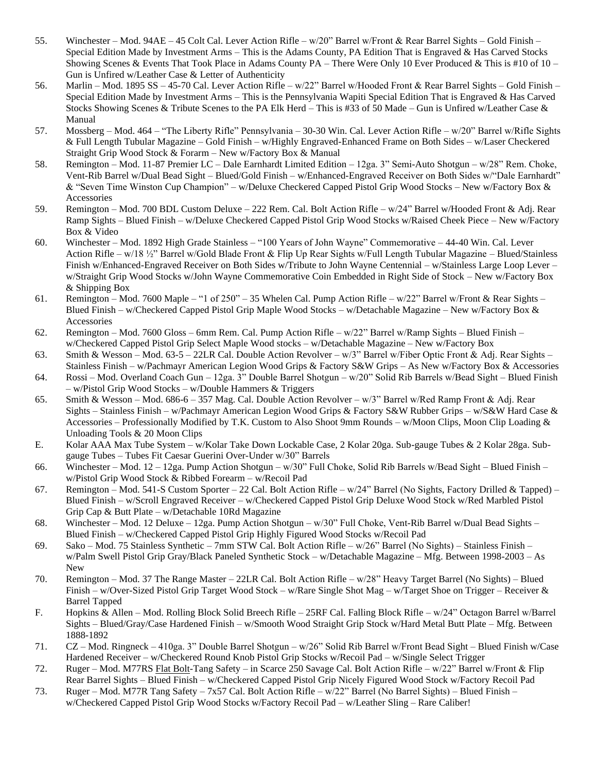55. Winchester – Mod. 94AE – 45 Colt Cal. Lever Action Rifle – w/20" Barrel w/Front & Rear Barrel Sights – Gold Finish – Special Edition Made by Investment Arms – This is the Adams County, PA Edition That is Engraved & Has Carved Stocks Showing Scenes & Events That Took Place in Adams County PA – There Were Only 10 Ever Produced & This is #10 of 10 – Gun is Unfired w/Leather Case & Letter of Authenticity
56. Marlin – Mod. 1895 SS – 45-70 Cal. Lever Action Rifle – w/22" Barrel w/Hooded Front & Rear Barrel Sights – Gold Finish – Special Edition Made by Investment Arms – This is the Pennsylvania Wapiti Special Edition That is Engraved & Has Carved Stocks Showing Scenes & Tribute Scenes to the PA Elk Herd – This is #33 of 50 Made – Gun is Unfired w/Leather Case & Manual
57. Mossberg – Mod. 464 – "The Liberty Rifle" Pennsylvania – 30-30 Win. Cal. Lever Action Rifle – w/20" Barrel w/Rifle Sights & Full Length Tubular Magazine – Gold Finish – w/Highly Engraved-Enhanced Frame on Both Sides – w/Laser Checkered Straight Grip Wood Stock & Forarm – New w/Factory Box & Manual
58. Remington – Mod. 11-87 Premier LC – Dale Earnhardt Limited Edition – 12ga. 3" Semi-Auto Shotgun – w/28" Rem. Choke, Vent-Rib Barrel w/Dual Bead Sight – Blued/Gold Finish – w/Enhanced-Engraved Receiver on Both Sides w/"Dale Earnhardt" & "Seven Time Winston Cup Champion" – w/Deluxe Checkered Capped Pistol Grip Wood Stocks – New w/Factory Box & Accessories
59. Remington – Mod. 700 BDL Custom Deluxe – 222 Rem. Cal. Bolt Action Rifle – w/24" Barrel w/Hooded Front & Adj. Rear Ramp Sights – Blued Finish – w/Deluxe Checkered Capped Pistol Grip Wood Stocks w/Raised Cheek Piece – New w/Factory Box & Video
60. Winchester – Mod. 1892 High Grade Stainless – "100 Years of John Wayne" Commemorative – 44-40 Win. Cal. Lever Action Rifle – w/18 ½" Barrel w/Gold Blade Front & Flip Up Rear Sights w/Full Length Tubular Magazine – Blued/Stainless Finish w/Enhanced-Engraved Receiver on Both Sides w/Tribute to John Wayne Centennial – w/Stainless Large Loop Lever – w/Straight Grip Wood Stocks w/John Wayne Commemorative Coin Embedded in Right Side of Stock – New w/Factory Box & Shipping Box
61. Remington – Mod. 7600 Maple – "1 of 250" – 35 Whelen Cal. Pump Action Rifle – w/22" Barrel w/Front & Rear Sights – Blued Finish – w/Checkered Capped Pistol Grip Maple Wood Stocks – w/Detachable Magazine – New w/Factory Box & Accessories
62. Remington – Mod. 7600 Gloss – 6mm Rem. Cal. Pump Action Rifle – w/22" Barrel w/Ramp Sights – Blued Finish – w/Checkered Capped Pistol Grip Select Maple Wood stocks – w/Detachable Magazine – New w/Factory Box
63. Smith & Wesson – Mod. 63-5 – 22LR Cal. Double Action Revolver – w/3" Barrel w/Fiber Optic Front & Adj. Rear Sights – Stainless Finish – w/Pachmayr American Legion Wood Grips & Factory S&W Grips – As New w/Factory Box & Accessories
64. Rossi – Mod. Overland Coach Gun – 12ga. 3" Double Barrel Shotgun – w/20" Solid Rib Barrels w/Bead Sight – Blued Finish – w/Pistol Grip Wood Stocks – w/Double Hammers & Triggers
65. Smith & Wesson – Mod. 686-6 – 357 Mag. Cal. Double Action Revolver – w/3" Barrel w/Red Ramp Front & Adj. Rear Sights – Stainless Finish – w/Pachmayr American Legion Wood Grips & Factory S&W Rubber Grips – w/S&W Hard Case & Accessories – Professionally Modified by T.K. Custom to Also Shoot 9mm Rounds – w/Moon Clips, Moon Clip Loading & Unloading Tools & 20 Moon Clips

E. Kolar AAA Max Tube System – w/Kolar Take Down Lockable Case, 2 Kolar 20ga. Sub-gauge Tubes & 2 Kolar 28ga. Sub-gauge Tubes – Tubes Fit Caesar Guerini Over-Under w/30" Barrels

66. Winchester – Mod. 12 – 12ga. Pump Action Shotgun – w/30" Full Choke, Solid Rib Barrels w/Bead Sight – Blued Finish – w/Pistol Grip Wood Stock & Ribbed Forearm – w/Recoil Pad
67. Remington – Mod. 541-S Custom Sporter – 22 Cal. Bolt Action Rifle – w/24" Barrel (No Sights, Factory Drilled & Tapped) – Blued Finish – w/Scroll Engraved Receiver – w/Checkered Capped Pistol Grip Deluxe Wood Stock w/Red Marbled Pistol Grip Cap & Butt Plate – w/Detachable 10Rd Magazine
68. Winchester – Mod. 12 Deluxe – 12ga. Pump Action Shotgun – w/30" Full Choke, Vent-Rib Barrel w/Dual Bead Sights – Blued Finish – w/Checkered Capped Pistol Grip Highly Figured Wood Stocks w/Recoil Pad
69. Sako – Mod. 75 Stainless Synthetic – 7mm STW Cal. Bolt Action Rifle – w/26" Barrel (No Sights) – Stainless Finish – w/Palm Swell Pistol Grip Gray/Black Paneled Synthetic Stock – w/Detachable Magazine – Mfg. Between 1998-2003 – As New
70. Remington – Mod. 37 The Range Master – 22LR Cal. Bolt Action Rifle – w/28" Heavy Target Barrel (No Sights) – Blued Finish – w/Over-Sized Pistol Grip Target Wood Stock – w/Rare Single Shot Mag – w/Target Shoe on Trigger – Receiver & Barrel Tapped

F. Hopkins & Allen – Mod. Rolling Block Solid Breech Rifle – 25RF Cal. Falling Block Rifle – w/24" Octagon Barrel w/Barrel Sights – Blued/Gray/Case Hardened Finish – w/Smooth Wood Straight Grip Stock w/Hard Metal Butt Plate – Mfg. Between 1888-1892

71. CZ – Mod. Ringneck – 410ga. 3" Double Barrel Shotgun – w/26" Solid Rib Barrel w/Front Bead Sight – Blued Finish w/Case Hardened Receiver – w/Checkered Round Knob Pistol Grip Stocks w/Recoil Pad – w/Single Select Trigger
72. Ruger – Mod. M77RS Flat Bolt-Tang Safety – in Scarce 250 Savage Cal. Bolt Action Rifle – w/22" Barrel w/Front & Flip Rear Barrel Sights – Blued Finish – w/Checkered Capped Pistol Grip Nicely Figured Wood Stock w/Factory Recoil Pad
73. Ruger – Mod. M77R Tang Safety – 7x57 Cal. Bolt Action Rifle – w/22" Barrel (No Barrel Sights) – Blued Finish – w/Checkered Capped Pistol Grip Wood Stocks w/Factory Recoil Pad – w/Leather Sling – Rare Caliber!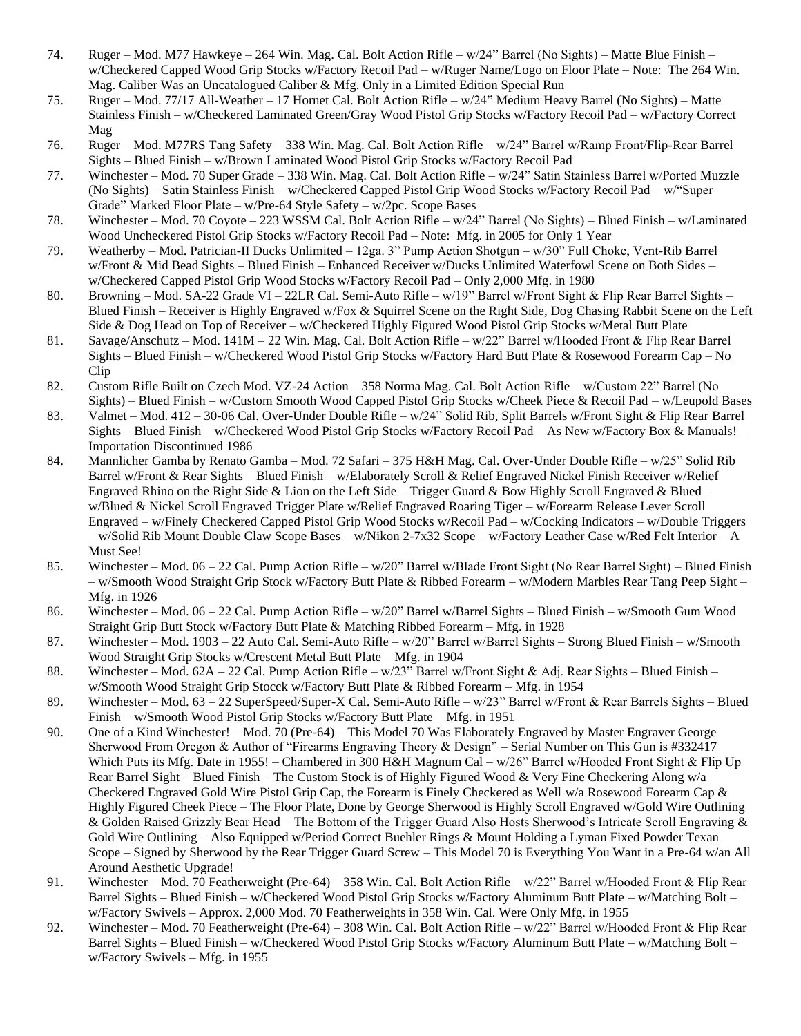74. Ruger – Mod. M77 Hawkeye – 264 Win. Mag. Cal. Bolt Action Rifle – w/24" Barrel (No Sights) – Matte Blue Finish – w/Checkered Capped Wood Grip Stocks w/Factory Recoil Pad – w/Ruger Name/Logo on Floor Plate – Note: The 264 Win. Mag. Caliber Was an Uncatalogued Caliber & Mfg. Only in a Limited Edition Special Run
75. Ruger – Mod. 77/17 All-Weather – 17 Hornet Cal. Bolt Action Rifle – w/24" Medium Heavy Barrel (No Sights) – Matte Stainless Finish – w/Checkered Laminated Green/Gray Wood Pistol Grip Stocks w/Factory Recoil Pad – w/Factory Correct Mag
76. Ruger – Mod. M77RS Tang Safety – 338 Win. Mag. Cal. Bolt Action Rifle – w/24" Barrel w/Ramp Front/Flip-Rear Barrel Sights – Blued Finish – w/Brown Laminated Wood Pistol Grip Stocks w/Factory Recoil Pad
77. Winchester – Mod. 70 Super Grade – 338 Win. Mag. Cal. Bolt Action Rifle – w/24" Satin Stainless Barrel w/Ported Muzzle (No Sights) – Satin Stainless Finish – w/Checkered Capped Pistol Grip Wood Stocks w/Factory Recoil Pad – w/"Super Grade" Marked Floor Plate – w/Pre-64 Style Safety – w/2pc. Scope Bases
78. Winchester – Mod. 70 Coyote – 223 WSSM Cal. Bolt Action Rifle – w/24" Barrel (No Sights) – Blued Finish – w/Laminated Wood Uncheckered Pistol Grip Stocks w/Factory Recoil Pad – Note: Mfg. in 2005 for Only 1 Year
79. Weatherby – Mod. Patrician-II Ducks Unlimited – 12ga. 3" Pump Action Shotgun – w/30" Full Choke, Vent-Rib Barrel w/Front & Mid Bead Sights – Blued Finish – Enhanced Receiver w/Ducks Unlimited Waterfowl Scene on Both Sides – w/Checkered Capped Pistol Grip Wood Stocks w/Factory Recoil Pad – Only 2,000 Mfg. in 1980
80. Browning – Mod. SA-22 Grade VI – 22LR Cal. Semi-Auto Rifle – w/19" Barrel w/Front Sight & Flip Rear Barrel Sights – Blued Finish – Receiver is Highly Engraved w/Fox & Squirrel Scene on the Right Side, Dog Chasing Rabbit Scene on the Left Side & Dog Head on Top of Receiver – w/Checkered Highly Figured Wood Pistol Grip Stocks w/Metal Butt Plate
81. Savage/Anschutz – Mod. 141M – 22 Win. Mag. Cal. Bolt Action Rifle – w/22" Barrel w/Hooded Front & Flip Rear Barrel Sights – Blued Finish – w/Checkered Wood Pistol Grip Stocks w/Factory Hard Butt Plate & Rosewood Forearm Cap – No Clip
82. Custom Rifle Built on Czech Mod. VZ-24 Action – 358 Norma Mag. Cal. Bolt Action Rifle – w/Custom 22" Barrel (No Sights) – Blued Finish – w/Custom Smooth Wood Capped Pistol Grip Stocks w/Cheek Piece & Recoil Pad – w/Leupold Bases
83. Valmet – Mod. 412 – 30-06 Cal. Over-Under Double Rifle – w/24" Solid Rib, Split Barrels w/Front Sight & Flip Rear Barrel Sights – Blued Finish – w/Checkered Wood Pistol Grip Stocks w/Factory Recoil Pad – As New w/Factory Box & Manuals! – Importation Discontinued 1986
84. Mannlicher Gamba by Renato Gamba – Mod. 72 Safari – 375 H&H Mag. Cal. Over-Under Double Rifle – w/25" Solid Rib Barrel w/Front & Rear Sights – Blued Finish – w/Elaborately Scroll & Relief Engraved Nickel Finish Receiver w/Relief Engraved Rhino on the Right Side & Lion on the Left Side – Trigger Guard & Bow Highly Scroll Engraved & Blued – w/Blued & Nickel Scroll Engraved Trigger Plate w/Relief Engraved Roaring Tiger – w/Forearm Release Lever Scroll Engraved – w/Finely Checkered Capped Pistol Grip Wood Stocks w/Recoil Pad – w/Cocking Indicators – w/Double Triggers – w/Solid Rib Mount Double Claw Scope Bases – w/Nikon 2-7x32 Scope – w/Factory Leather Case w/Red Felt Interior – A Must See!
85. Winchester – Mod. 06 – 22 Cal. Pump Action Rifle – w/20" Barrel w/Blade Front Sight (No Rear Barrel Sight) – Blued Finish – w/Smooth Wood Straight Grip Stock w/Factory Butt Plate & Ribbed Forearm – w/Modern Marbles Rear Tang Peep Sight – Mfg. in 1926
86. Winchester – Mod. 06 – 22 Cal. Pump Action Rifle – w/20" Barrel w/Barrel Sights – Blued Finish – w/Smooth Gum Wood Straight Grip Butt Stock w/Factory Butt Plate & Matching Ribbed Forearm – Mfg. in 1928
87. Winchester – Mod. 1903 – 22 Auto Cal. Semi-Auto Rifle – w/20" Barrel w/Barrel Sights – Strong Blued Finish – w/Smooth Wood Straight Grip Stocks w/Crescent Metal Butt Plate – Mfg. in 1904
88. Winchester – Mod. 62A – 22 Cal. Pump Action Rifle – w/23" Barrel w/Front Sight & Adj. Rear Sights – Blued Finish – w/Smooth Wood Straight Grip Stocck w/Factory Butt Plate & Ribbed Forearm – Mfg. in 1954
89. Winchester – Mod. 63 – 22 SuperSpeed/Super-X Cal. Semi-Auto Rifle – w/23" Barrel w/Front & Rear Barrels Sights – Blued Finish – w/Smooth Wood Pistol Grip Stocks w/Factory Butt Plate – Mfg. in 1951
90. One of a Kind Winchester! – Mod. 70 (Pre-64) – This Model 70 Was Elaborately Engraved by Master Engraver George Sherwood From Oregon & Author of "Firearms Engraving Theory & Design" – Serial Number on This Gun is #332417 Which Puts its Mfg. Date in 1955! – Chambered in 300 H&H Magnum Cal – w/26" Barrel w/Hooded Front Sight & Flip Up Rear Barrel Sight – Blued Finish – The Custom Stock is of Highly Figured Wood & Very Fine Checkering Along w/a Checkered Engraved Gold Wire Pistol Grip Cap, the Forearm is Finely Checkered as Well w/a Rosewood Forearm Cap & Highly Figured Cheek Piece – The Floor Plate, Done by George Sherwood is Highly Scroll Engraved w/Gold Wire Outlining & Golden Raised Grizzly Bear Head – The Bottom of the Trigger Guard Also Hosts Sherwood's Intricate Scroll Engraving & Gold Wire Outlining – Also Equipped w/Period Correct Buehler Rings & Mount Holding a Lyman Fixed Powder Texan Scope – Signed by Sherwood by the Rear Trigger Guard Screw – This Model 70 is Everything You Want in a Pre-64 w/an All Around Aesthetic Upgrade!
91. Winchester – Mod. 70 Featherweight (Pre-64) – 358 Win. Cal. Bolt Action Rifle – w/22" Barrel w/Hooded Front & Flip Rear Barrel Sights – Blued Finish – w/Checkered Wood Pistol Grip Stocks w/Factory Aluminum Butt Plate – w/Matching Bolt – w/Factory Swivels – Approx. 2,000 Mod. 70 Featherweights in 358 Win. Cal. Were Only Mfg. in 1955
92. Winchester – Mod. 70 Featherweight (Pre-64) – 308 Win. Cal. Bolt Action Rifle – w/22" Barrel w/Hooded Front & Flip Rear Barrel Sights – Blued Finish – w/Checkered Wood Pistol Grip Stocks w/Factory Aluminum Butt Plate – w/Matching Bolt – w/Factory Swivels – Mfg. in 1955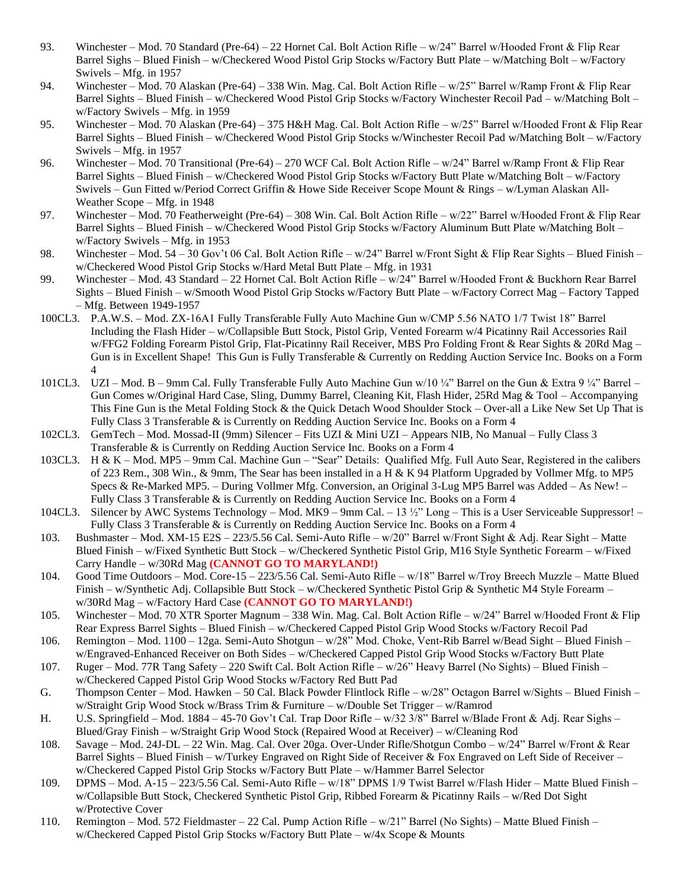93. Winchester – Mod. 70 Standard (Pre-64) – 22 Hornet Cal. Bolt Action Rifle – w/24" Barrel w/Hooded Front & Flip Rear Barrel Sighs – Blued Finish – w/Checkered Wood Pistol Grip Stocks w/Factory Butt Plate – w/Matching Bolt – w/Factory Swivels – Mfg. in 1957

94. Winchester – Mod. 70 Alaskan (Pre-64) – 338 Win. Mag. Cal. Bolt Action Rifle – w/25" Barrel w/Ramp Front & Flip Rear Barrel Sights – Blued Finish – w/Checkered Wood Pistol Grip Stocks w/Factory Winchester Recoil Pad – w/Matching Bolt – w/Factory Swivels – Mfg. in 1959

95. Winchester – Mod. 70 Alaskan (Pre-64) – 375 H&H Mag. Cal. Bolt Action Rifle – w/25" Barrel w/Hooded Front & Flip Rear Barrel Sights – Blued Finish – w/Checkered Wood Pistol Grip Stocks w/Winchester Recoil Pad w/Matching Bolt – w/Factory Swivels – Mfg. in 1957

96. Winchester – Mod. 70 Transitional (Pre-64) – 270 WCF Cal. Bolt Action Rifle – w/24" Barrel w/Ramp Front & Flip Rear Barrel Sights – Blued Finish – w/Checkered Wood Pistol Grip Stocks w/Factory Butt Plate w/Matching Bolt – w/Factory Swivels – Gun Fitted w/Period Correct Griffin & Howe Side Receiver Scope Mount & Rings – w/Lyman Alaskan All-Weather Scope – Mfg. in 1948

97. Winchester – Mod. 70 Featherweight (Pre-64) – 308 Win. Cal. Bolt Action Rifle – w/22" Barrel w/Hooded Front & Flip Rear Barrel Sights – Blued Finish – w/Checkered Wood Pistol Grip Stocks w/Factory Aluminum Butt Plate w/Matching Bolt – w/Factory Swivels – Mfg. in 1953

98. Winchester – Mod. 54 – 30 Gov't 06 Cal. Bolt Action Rifle – w/24" Barrel w/Front Sight & Flip Rear Sights – Blued Finish – w/Checkered Wood Pistol Grip Stocks w/Hard Metal Butt Plate – Mfg. in 1931

99. Winchester – Mod. 43 Standard – 22 Hornet Cal. Bolt Action Rifle – w/24" Barrel w/Hooded Front & Buckhorn Rear Barrel Sights – Blued Finish – w/Smooth Wood Pistol Grip Stocks w/Factory Butt Plate – w/Factory Correct Mag – Factory Tapped – Mfg. Between 1949-1957

100CL3. P.A.W.S. – Mod. ZX-16A1 Fully Transferable Fully Auto Machine Gun w/CMP 5.56 NATO 1/7 Twist 18" Barrel Including the Flash Hider – w/Collapsible Butt Stock, Pistol Grip, Vented Forearm w/4 Picatinny Rail Accessories Rail w/FFG2 Folding Forearm Pistol Grip, Flat-Picatinny Rail Receiver, MBS Pro Folding Front & Rear Sights & 20Rd Mag – Gun is in Excellent Shape! This Gun is Fully Transferable & Currently on Redding Auction Service Inc. Books on a Form 4

101CL3. UZI – Mod. B – 9mm Cal. Fully Transferable Fully Auto Machine Gun w/10 ¼" Barrel on the Gun & Extra 9 ¼" Barrel – Gun Comes w/Original Hard Case, Sling, Dummy Barrel, Cleaning Kit, Flash Hider, 25Rd Mag & Tool – Accompanying This Fine Gun is the Metal Folding Stock & the Quick Detach Wood Shoulder Stock – Over-all a Like New Set Up That is Fully Class 3 Transferable & is Currently on Redding Auction Service Inc. Books on a Form 4

102CL3. GemTech – Mod. Mossad-II (9mm) Silencer – Fits UZI & Mini UZI – Appears NIB, No Manual – Fully Class 3 Transferable & is Currently on Redding Auction Service Inc. Books on a Form 4

103CL3. H & K – Mod. MP5 – 9mm Cal. Machine Gun – "Sear" Details: Qualified Mfg. Full Auto Sear, Registered in the calibers of 223 Rem., 308 Win., & 9mm, The Sear has been installed in a H & K 94 Platform Upgraded by Vollmer Mfg. to MP5 Specs & Re-Marked MP5. – During Vollmer Mfg. Conversion, an Original 3-Lug MP5 Barrel was Added – As New! – Fully Class 3 Transferable & is Currently on Redding Auction Service Inc. Books on a Form 4

104CL3. Silencer by AWC Systems Technology – Mod. MK9 – 9mm Cal. – 13 ½" Long – This is a User Serviceable Suppressor! – Fully Class 3 Transferable & is Currently on Redding Auction Service Inc. Books on a Form 4

103. Bushmaster – Mod. XM-15 E2S – 223/5.56 Cal. Semi-Auto Rifle – w/20" Barrel w/Front Sight & Adj. Rear Sight – Matte Blued Finish – w/Fixed Synthetic Butt Stock – w/Checkered Synthetic Pistol Grip, M16 Style Synthetic Forearm – w/Fixed Carry Handle – w/30Rd Mag **(CANNOT GO TO MARYLAND!)**

104. Good Time Outdoors – Mod. Core-15 – 223/5.56 Cal. Semi-Auto Rifle – w/18" Barrel w/Troy Breech Muzzle – Matte Blued Finish – w/Synthetic Adj. Collapsible Butt Stock – w/Checkered Synthetic Pistol Grip & Synthetic M4 Style Forearm – w/30Rd Mag – w/Factory Hard Case **(CANNOT GO TO MARYLAND!)**

105. Winchester – Mod. 70 XTR Sporter Magnum – 338 Win. Mag. Cal. Bolt Action Rifle – w/24" Barrel w/Hooded Front & Flip Rear Express Barrel Sights – Blued Finish – w/Checkered Capped Pistol Grip Wood Stocks w/Factory Recoil Pad

106. Remington – Mod. 1100 – 12ga. Semi-Auto Shotgun – w/28" Mod. Choke, Vent-Rib Barrel w/Bead Sight – Blued Finish – w/Engraved-Enhanced Receiver on Both Sides – w/Checkered Capped Pistol Grip Wood Stocks w/Factory Butt Plate

107. Ruger – Mod. 77R Tang Safety – 220 Swift Cal. Bolt Action Rifle – w/26" Heavy Barrel (No Sights) – Blued Finish – w/Checkered Capped Pistol Grip Wood Stocks w/Factory Red Butt Pad

G. Thompson Center – Mod. Hawken – 50 Cal. Black Powder Flintlock Rifle – w/28" Octagon Barrel w/Sights – Blued Finish – w/Straight Grip Wood Stock w/Brass Trim & Furniture – w/Double Set Trigger – w/Ramrod

H. U.S. Springfield – Mod. 1884 – 45-70 Gov't Cal. Trap Door Rifle – w/32 3/8" Barrel w/Blade Front & Adj. Rear Sighs – Blued/Gray Finish – w/Straight Grip Wood Stock (Repaired Wood at Receiver) – w/Cleaning Rod

108. Savage – Mod. 24J-DL – 22 Win. Mag. Cal. Over 20ga. Over-Under Rifle/Shotgun Combo – w/24" Barrel w/Front & Rear Barrel Sights – Blued Finish – w/Turkey Engraved on Right Side of Receiver & Fox Engraved on Left Side of Receiver – w/Checkered Capped Pistol Grip Stocks w/Factory Butt Plate – w/Hammer Barrel Selector

109. DPMS – Mod. A-15 – 223/5.56 Cal. Semi-Auto Rifle – w/18" DPMS 1/9 Twist Barrel w/Flash Hider – Matte Blued Finish – w/Collapsible Butt Stock, Checkered Synthetic Pistol Grip, Ribbed Forearm & Picatinny Rails – w/Red Dot Sight w/Protective Cover

110. Remington – Mod. 572 Fieldmaster – 22 Cal. Pump Action Rifle – w/21" Barrel (No Sights) – Matte Blued Finish – w/Checkered Capped Pistol Grip Stocks w/Factory Butt Plate – w/4x Scope & Mounts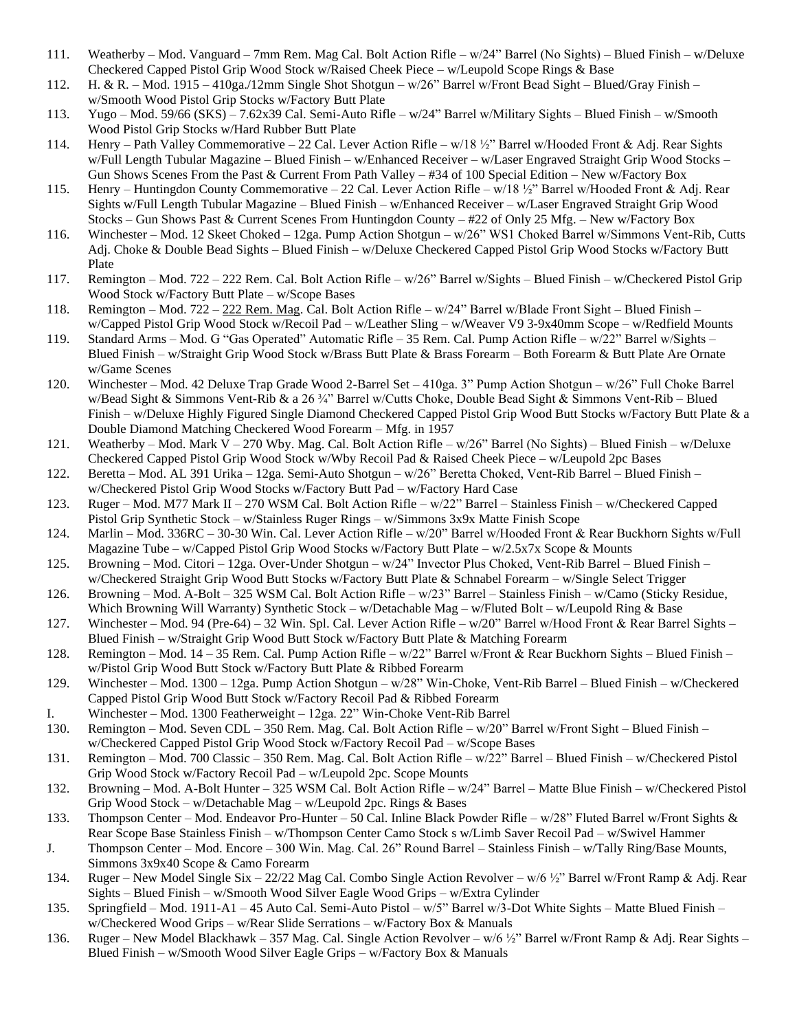111. Weatherby – Mod. Vanguard – 7mm Rem. Mag Cal. Bolt Action Rifle – w/24" Barrel (No Sights) – Blued Finish – w/Deluxe Checkered Capped Pistol Grip Wood Stock w/Raised Cheek Piece – w/Leupold Scope Rings & Base
112. H. & R. – Mod. 1915 – 410ga./12mm Single Shot Shotgun – w/26" Barrel w/Front Bead Sight – Blued/Gray Finish – w/Smooth Wood Pistol Grip Stocks w/Factory Butt Plate
113. Yugo – Mod. 59/66 (SKS) – 7.62x39 Cal. Semi-Auto Rifle – w/24" Barrel w/Military Sights – Blued Finish – w/Smooth Wood Pistol Grip Stocks w/Hard Rubber Butt Plate
114. Henry – Path Valley Commemorative – 22 Cal. Lever Action Rifle – w/18 ½" Barrel w/Hooded Front & Adj. Rear Sights w/Full Length Tubular Magazine – Blued Finish – w/Enhanced Receiver – w/Laser Engraved Straight Grip Wood Stocks – Gun Shows Scenes From the Past & Current From Path Valley – #34 of 100 Special Edition – New w/Factory Box
115. Henry – Huntingdon County Commemorative – 22 Cal. Lever Action Rifle – w/18 ½" Barrel w/Hooded Front & Adj. Rear Sights w/Full Length Tubular Magazine – Blued Finish – w/Enhanced Receiver – w/Laser Engraved Straight Grip Wood Stocks – Gun Shows Past & Current Scenes From Huntingdon County – #22 of Only 25 Mfg. – New w/Factory Box
116. Winchester – Mod. 12 Skeet Choked – 12ga. Pump Action Shotgun – w/26" WS1 Choked Barrel w/Simmons Vent-Rib, Cutts Adj. Choke & Double Bead Sights – Blued Finish – w/Deluxe Checkered Capped Pistol Grip Wood Stocks w/Factory Butt Plate
117. Remington – Mod. 722 – 222 Rem. Cal. Bolt Action Rifle – w/26" Barrel w/Sights – Blued Finish – w/Checkered Pistol Grip Wood Stock w/Factory Butt Plate – w/Scope Bases
118. Remington – Mod. 722 – <u>222 Rem. Mag</u>. Cal. Bolt Action Rifle – w/24" Barrel w/Blade Front Sight – Blued Finish – w/Capped Pistol Grip Wood Stock w/Recoil Pad – w/Leather Sling – w/Weaver V9 3-9x40mm Scope – w/Redfield Mounts
119. Standard Arms – Mod. G "Gas Operated" Automatic Rifle – 35 Rem. Cal. Pump Action Rifle – w/22" Barrel w/Sights – Blued Finish – w/Straight Grip Wood Stock w/Brass Butt Plate & Brass Forearm – Both Forearm & Butt Plate Are Ornate w/Game Scenes
120. Winchester – Mod. 42 Deluxe Trap Grade Wood 2-Barrel Set – 410ga. 3" Pump Action Shotgun – w/26" Full Choke Barrel w/Bead Sight & Simmons Vent-Rib & a 26 ¾" Barrel w/Cutts Choke, Double Bead Sight & Simmons Vent-Rib – Blued Finish – w/Deluxe Highly Figured Single Diamond Checkered Capped Pistol Grip Wood Butt Stocks w/Factory Butt Plate & a Double Diamond Matching Checkered Wood Forearm – Mfg. in 1957
121. Weatherby – Mod. Mark V – 270 Wby. Mag. Cal. Bolt Action Rifle – w/26" Barrel (No Sights) – Blued Finish – w/Deluxe Checkered Capped Pistol Grip Wood Stock w/Wby Recoil Pad & Raised Cheek Piece – w/Leupold 2pc Bases
122. Beretta – Mod. AL 391 Urika – 12ga. Semi-Auto Shotgun – w/26" Beretta Choked, Vent-Rib Barrel – Blued Finish – w/Checkered Pistol Grip Wood Stocks w/Factory Butt Pad – w/Factory Hard Case
123. Ruger – Mod. M77 Mark II – 270 WSM Cal. Bolt Action Rifle – w/22" Barrel – Stainless Finish – w/Checkered Capped Pistol Grip Synthetic Stock – w/Stainless Ruger Rings – w/Simmons 3x9x Matte Finish Scope
124. Marlin – Mod. 336RC – 30-30 Win. Cal. Lever Action Rifle – w/20" Barrel w/Hooded Front & Rear Buckhorn Sights w/Full Magazine Tube – w/Capped Pistol Grip Wood Stocks w/Factory Butt Plate – w/2.5x7x Scope & Mounts
125. Browning – Mod. Citori – 12ga. Over-Under Shotgun – w/24" Invector Plus Choked, Vent-Rib Barrel – Blued Finish – w/Checkered Straight Grip Wood Butt Stocks w/Factory Butt Plate & Schnabel Forearm – w/Single Select Trigger
126. Browning – Mod. A-Bolt – 325 WSM Cal. Bolt Action Rifle – w/23" Barrel – Stainless Finish – w/Camo (Sticky Residue, Which Browning Will Warranty) Synthetic Stock – w/Detachable Mag – w/Fluted Bolt – w/Leupold Ring & Base
127. Winchester – Mod. 94 (Pre-64) – 32 Win. Spl. Cal. Lever Action Rifle – w/20" Barrel w/Hood Front & Rear Barrel Sights – Blued Finish – w/Straight Grip Wood Butt Stock w/Factory Butt Plate & Matching Forearm
128. Remington – Mod. 14 – 35 Rem. Cal. Pump Action Rifle – w/22" Barrel w/Front & Rear Buckhorn Sights – Blued Finish – w/Pistol Grip Wood Butt Stock w/Factory Butt Plate & Ribbed Forearm
129. Winchester – Mod. 1300 – 12ga. Pump Action Shotgun – w/28" Win-Choke, Vent-Rib Barrel – Blued Finish – w/Checkered Capped Pistol Grip Wood Butt Stock w/Factory Recoil Pad & Ribbed Forearm

I. Winchester – Mod. 1300 Featherweight – 12ga. 22" Win-Choke Vent-Rib Barrel

130. Remington – Mod. Seven CDL – 350 Rem. Mag. Cal. Bolt Action Rifle – w/20" Barrel w/Front Sight – Blued Finish – w/Checkered Capped Pistol Grip Wood Stock w/Factory Recoil Pad – w/Scope Bases
131. Remington – Mod. 700 Classic – 350 Rem. Mag. Cal. Bolt Action Rifle – w/22" Barrel – Blued Finish – w/Checkered Pistol Grip Wood Stock w/Factory Recoil Pad – w/Leupold 2pc. Scope Mounts
132. Browning – Mod. A-Bolt Hunter – 325 WSM Cal. Bolt Action Rifle – w/24" Barrel – Matte Blue Finish – w/Checkered Pistol Grip Wood Stock – w/Detachable Mag – w/Leupold 2pc. Rings & Bases
133. Thompson Center – Mod. Endeavor Pro-Hunter – 50 Cal. Inline Black Powder Rifle – w/28" Fluted Barrel w/Front Sights & Rear Scope Base Stainless Finish – w/Thompson Center Camo Stock s w/Limb Saver Recoil Pad – w/Swivel Hammer

J. Thompson Center – Mod. Encore – 300 Win. Mag. Cal. 26" Round Barrel – Stainless Finish – w/Tally Ring/Base Mounts, Simmons 3x9x40 Scope & Camo Forearm

134. Ruger – New Model Single Six – 22/22 Mag Cal. Combo Single Action Revolver – w/6 ½" Barrel w/Front Ramp & Adj. Rear Sights – Blued Finish – w/Smooth Wood Silver Eagle Wood Grips – w/Extra Cylinder
135. Springfield – Mod. 1911-A1 – 45 Auto Cal. Semi-Auto Pistol – w/5" Barrel w/3-Dot White Sights – Matte Blued Finish – w/Checkered Wood Grips – w/Rear Slide Serrations – w/Factory Box & Manuals
136. Ruger – New Model Blackhawk – 357 Mag. Cal. Single Action Revolver – w/6 ½" Barrel w/Front Ramp & Adj. Rear Sights – Blued Finish – w/Smooth Wood Silver Eagle Grips – w/Factory Box & Manuals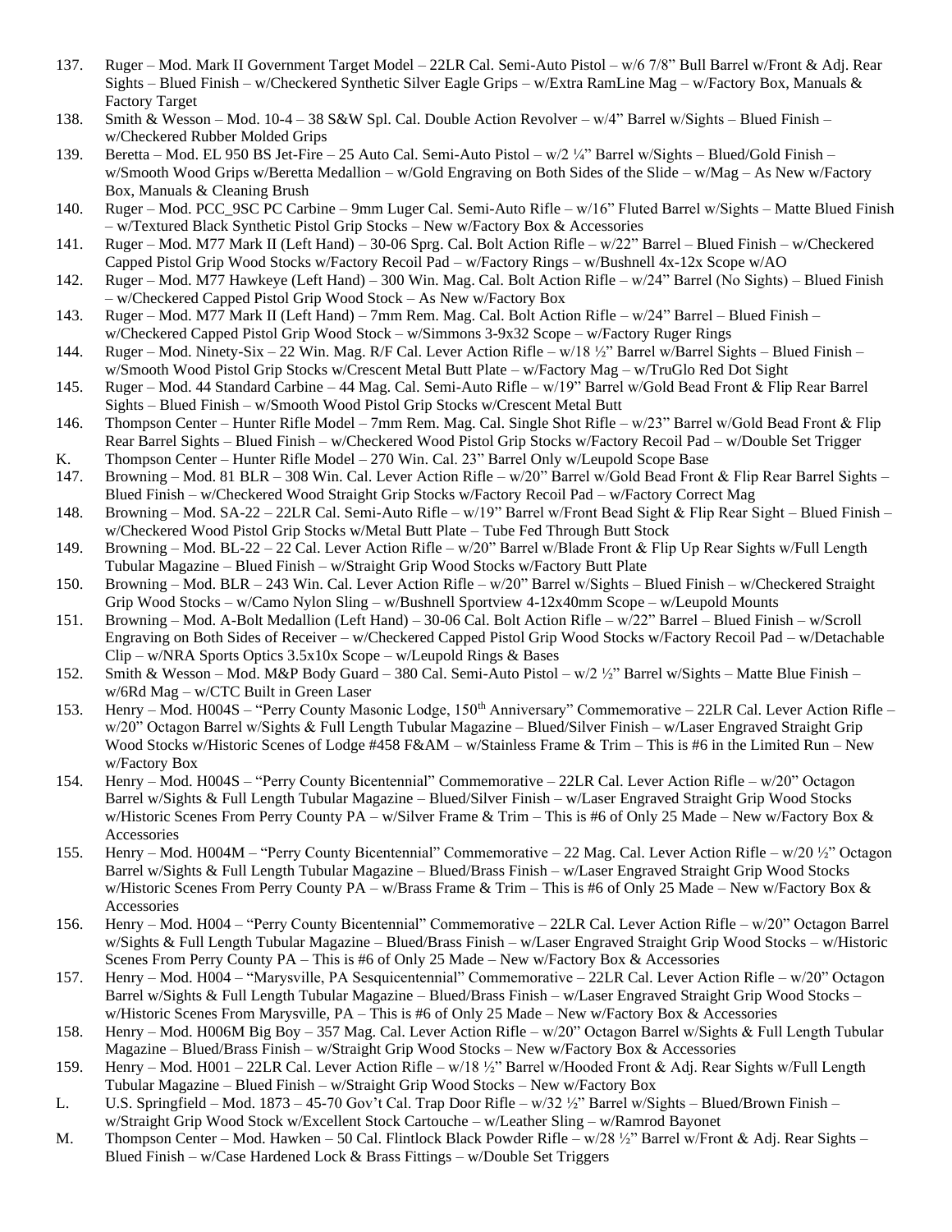137. Ruger – Mod. Mark II Government Target Model – 22LR Cal. Semi-Auto Pistol – w/6 7/8" Bull Barrel w/Front & Adj. Rear Sights – Blued Finish – w/Checkered Synthetic Silver Eagle Grips – w/Extra RamLine Mag – w/Factory Box, Manuals & Factory Target
138. Smith & Wesson – Mod. 10-4 – 38 S&W Spl. Cal. Double Action Revolver – w/4" Barrel w/Sights – Blued Finish – w/Checkered Rubber Molded Grips
139. Beretta – Mod. EL 950 BS Jet-Fire – 25 Auto Cal. Semi-Auto Pistol – w/2 ¼" Barrel w/Sights – Blued/Gold Finish – w/Smooth Wood Grips w/Beretta Medallion – w/Gold Engraving on Both Sides of the Slide – w/Mag – As New w/Factory Box, Manuals & Cleaning Brush
140. Ruger – Mod. PCC_9SC PC Carbine – 9mm Luger Cal. Semi-Auto Rifle – w/16" Fluted Barrel w/Sights – Matte Blued Finish – w/Textured Black Synthetic Pistol Grip Stocks – New w/Factory Box & Accessories
141. Ruger – Mod. M77 Mark II (Left Hand) – 30-06 Sprg. Cal. Bolt Action Rifle – w/22" Barrel – Blued Finish – w/Checkered Capped Pistol Grip Wood Stocks w/Factory Recoil Pad – w/Factory Rings – w/Bushnell 4x-12x Scope w/AO
142. Ruger – Mod. M77 Hawkeye (Left Hand) – 300 Win. Mag. Cal. Bolt Action Rifle – w/24" Barrel (No Sights) – Blued Finish – w/Checkered Capped Pistol Grip Wood Stock – As New w/Factory Box
143. Ruger – Mod. M77 Mark II (Left Hand) – 7mm Rem. Mag. Cal. Bolt Action Rifle – w/24" Barrel – Blued Finish – w/Checkered Capped Pistol Grip Wood Stock – w/Simmons 3-9x32 Scope – w/Factory Ruger Rings
144. Ruger – Mod. Ninety-Six – 22 Win. Mag. R/F Cal. Lever Action Rifle – w/18 ½" Barrel w/Barrel Sights – Blued Finish – w/Smooth Wood Pistol Grip Stocks w/Crescent Metal Butt Plate – w/Factory Mag – w/TruGlo Red Dot Sight
145. Ruger – Mod. 44 Standard Carbine – 44 Mag. Cal. Semi-Auto Rifle – w/19" Barrel w/Gold Bead Front & Flip Rear Barrel Sights – Blued Finish – w/Smooth Wood Pistol Grip Stocks w/Crescent Metal Butt
146. Thompson Center – Hunter Rifle Model – 7mm Rem. Mag. Cal. Single Shot Rifle – w/23" Barrel w/Gold Bead Front & Flip Rear Barrel Sights – Blued Finish – w/Checkered Wood Pistol Grip Stocks w/Factory Recoil Pad – w/Double Set Trigger

K. Thompson Center – Hunter Rifle Model – 270 Win. Cal. 23" Barrel Only w/Leupold Scope Base

147. Browning – Mod. 81 BLR – 308 Win. Cal. Lever Action Rifle – w/20" Barrel w/Gold Bead Front & Flip Rear Barrel Sights – Blued Finish – w/Checkered Wood Straight Grip Stocks w/Factory Recoil Pad – w/Factory Correct Mag
148. Browning – Mod. SA-22 – 22LR Cal. Semi-Auto Rifle – w/19" Barrel w/Front Bead Sight & Flip Rear Sight – Blued Finish – w/Checkered Wood Pistol Grip Stocks w/Metal Butt Plate – Tube Fed Through Butt Stock
149. Browning – Mod. BL-22 – 22 Cal. Lever Action Rifle – w/20" Barrel w/Blade Front & Flip Up Rear Sights w/Full Length Tubular Magazine – Blued Finish – w/Straight Grip Wood Stocks w/Factory Butt Plate
150. Browning – Mod. BLR – 243 Win. Cal. Lever Action Rifle – w/20" Barrel w/Sights – Blued Finish – w/Checkered Straight Grip Wood Stocks – w/Camo Nylon Sling – w/Bushnell Sportview 4-12x40mm Scope – w/Leupold Mounts
151. Browning – Mod. A-Bolt Medallion (Left Hand) – 30-06 Cal. Bolt Action Rifle – w/22" Barrel – Blued Finish – w/Scroll Engraving on Both Sides of Receiver – w/Checkered Capped Pistol Grip Wood Stocks w/Factory Recoil Pad – w/Detachable Clip – w/NRA Sports Optics 3.5x10x Scope – w/Leupold Rings & Bases
152. Smith & Wesson – Mod. M&P Body Guard – 380 Cal. Semi-Auto Pistol – w/2 ½" Barrel w/Sights – Matte Blue Finish – w/6Rd Mag – w/CTC Built in Green Laser
153. Henry – Mod. H004S – "Perry County Masonic Lodge, 150th Anniversary" Commemorative – 22LR Cal. Lever Action Rifle – w/20" Octagon Barrel w/Sights & Full Length Tubular Magazine – Blued/Silver Finish – w/Laser Engraved Straight Grip Wood Stocks w/Historic Scenes of Lodge #458 F&AM – w/Stainless Frame & Trim – This is #6 in the Limited Run – New w/Factory Box
154. Henry – Mod. H004S – "Perry County Bicentennial" Commemorative – 22LR Cal. Lever Action Rifle – w/20" Octagon Barrel w/Sights & Full Length Tubular Magazine – Blued/Silver Finish – w/Laser Engraved Straight Grip Wood Stocks w/Historic Scenes From Perry County PA – w/Silver Frame & Trim – This is #6 of Only 25 Made – New w/Factory Box & Accessories
155. Henry – Mod. H004M – "Perry County Bicentennial" Commemorative – 22 Mag. Cal. Lever Action Rifle – w/20 ½" Octagon Barrel w/Sights & Full Length Tubular Magazine – Blued/Brass Finish – w/Laser Engraved Straight Grip Wood Stocks w/Historic Scenes From Perry County PA – w/Brass Frame & Trim – This is #6 of Only 25 Made – New w/Factory Box & Accessories
156. Henry – Mod. H004 – "Perry County Bicentennial" Commemorative – 22LR Cal. Lever Action Rifle – w/20" Octagon Barrel w/Sights & Full Length Tubular Magazine – Blued/Brass Finish – w/Laser Engraved Straight Grip Wood Stocks – w/Historic Scenes From Perry County PA – This is #6 of Only 25 Made – New w/Factory Box & Accessories
157. Henry – Mod. H004 – "Marysville, PA Sesquicentennial" Commemorative – 22LR Cal. Lever Action Rifle – w/20" Octagon Barrel w/Sights & Full Length Tubular Magazine – Blued/Brass Finish – w/Laser Engraved Straight Grip Wood Stocks – w/Historic Scenes From Marysville, PA – This is #6 of Only 25 Made – New w/Factory Box & Accessories
158. Henry – Mod. H006M Big Boy – 357 Mag. Cal. Lever Action Rifle – w/20" Octagon Barrel w/Sights & Full Length Tubular Magazine – Blued/Brass Finish – w/Straight Grip Wood Stocks – New w/Factory Box & Accessories
159. Henry – Mod. H001 – 22LR Cal. Lever Action Rifle – w/18 ½" Barrel w/Hooded Front & Adj. Rear Sights w/Full Length Tubular Magazine – Blued Finish – w/Straight Grip Wood Stocks – New w/Factory Box

L. U.S. Springfield – Mod. 1873 – 45-70 Gov't Cal. Trap Door Rifle – w/32 ½" Barrel w/Sights – Blued/Brown Finish – w/Straight Grip Wood Stock w/Excellent Stock Cartouche – w/Leather Sling – w/Ramrod Bayonet

M. Thompson Center – Mod. Hawken – 50 Cal. Flintlock Black Powder Rifle – w/28 ½" Barrel w/Front & Adj. Rear Sights – Blued Finish – w/Case Hardened Lock & Brass Fittings – w/Double Set Triggers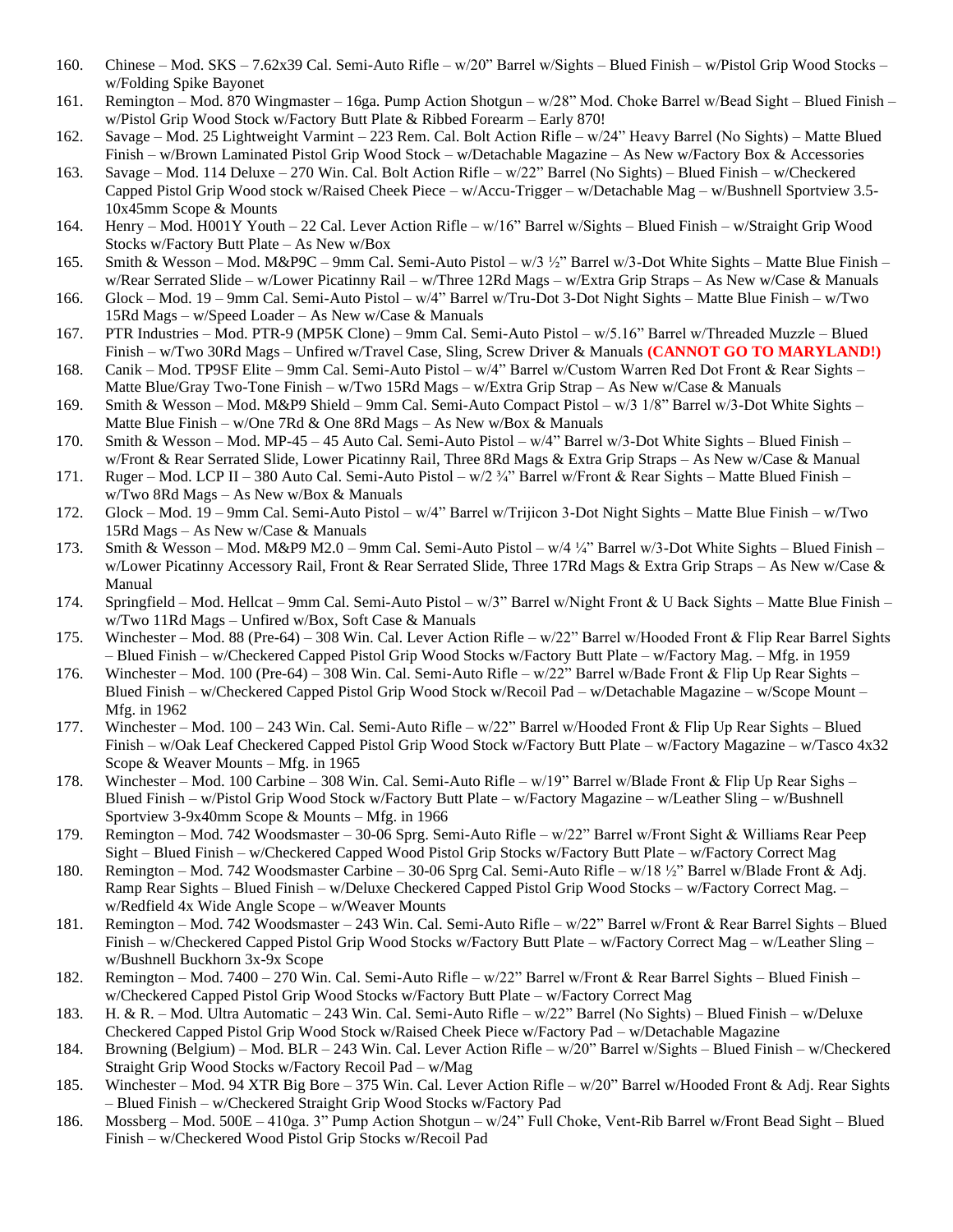160. Chinese – Mod. SKS – 7.62x39 Cal. Semi-Auto Rifle – w/20" Barrel w/Sights – Blued Finish – w/Pistol Grip Wood Stocks – w/Folding Spike Bayonet
161. Remington – Mod. 870 Wingmaster – 16ga. Pump Action Shotgun – w/28" Mod. Choke Barrel w/Bead Sight – Blued Finish – w/Pistol Grip Wood Stock w/Factory Butt Plate & Ribbed Forearm – Early 870!
162. Savage – Mod. 25 Lightweight Varmint – 223 Rem. Cal. Bolt Action Rifle – w/24" Heavy Barrel (No Sights) – Matte Blued Finish – w/Brown Laminated Pistol Grip Wood Stock – w/Detachable Magazine – As New w/Factory Box & Accessories
163. Savage – Mod. 114 Deluxe – 270 Win. Cal. Bolt Action Rifle – w/22" Barrel (No Sights) – Blued Finish – w/Checkered Capped Pistol Grip Wood stock w/Raised Cheek Piece – w/Accu-Trigger – w/Detachable Mag – w/Bushnell Sportview 3.5-10x45mm Scope & Mounts
164. Henry – Mod. H001Y Youth – 22 Cal. Lever Action Rifle – w/16" Barrel w/Sights – Blued Finish – w/Straight Grip Wood Stocks w/Factory Butt Plate – As New w/Box
165. Smith & Wesson – Mod. M&P9C – 9mm Cal. Semi-Auto Pistol – w/3 ½" Barrel w/3-Dot White Sights – Matte Blue Finish – w/Rear Serrated Slide – w/Lower Picatinny Rail – w/Three 12Rd Mags – w/Extra Grip Straps – As New w/Case & Manuals
166. Glock – Mod. 19 – 9mm Cal. Semi-Auto Pistol – w/4" Barrel w/Tru-Dot 3-Dot Night Sights – Matte Blue Finish – w/Two 15Rd Mags – w/Speed Loader – As New w/Case & Manuals
167. PTR Industries – Mod. PTR-9 (MP5K Clone) – 9mm Cal. Semi-Auto Pistol – w/5.16" Barrel w/Threaded Muzzle – Blued Finish – w/Two 30Rd Mags – Unfired w/Travel Case, Sling, Screw Driver & Manuals **(CANNOT GO TO MARYLAND!)**
168. Canik – Mod. TP9SF Elite – 9mm Cal. Semi-Auto Pistol – w/4" Barrel w/Custom Warren Red Dot Front & Rear Sights – Matte Blue/Gray Two-Tone Finish – w/Two 15Rd Mags – w/Extra Grip Strap – As New w/Case & Manuals
169. Smith & Wesson – Mod. M&P9 Shield – 9mm Cal. Semi-Auto Compact Pistol – w/3 1/8" Barrel w/3-Dot White Sights – Matte Blue Finish – w/One 7Rd & One 8Rd Mags – As New w/Box & Manuals
170. Smith & Wesson – Mod. MP-45 – 45 Auto Cal. Semi-Auto Pistol – w/4" Barrel w/3-Dot White Sights – Blued Finish – w/Front & Rear Serrated Slide, Lower Picatinny Rail, Three 8Rd Mags & Extra Grip Straps – As New w/Case & Manual
171. Ruger – Mod. LCP II – 380 Auto Cal. Semi-Auto Pistol – w/2 ¾" Barrel w/Front & Rear Sights – Matte Blued Finish – w/Two 8Rd Mags – As New w/Box & Manuals
172. Glock – Mod. 19 – 9mm Cal. Semi-Auto Pistol – w/4" Barrel w/Trijicon 3-Dot Night Sights – Matte Blue Finish – w/Two 15Rd Mags – As New w/Case & Manuals
173. Smith & Wesson – Mod. M&P9 M2.0 – 9mm Cal. Semi-Auto Pistol – w/4 ¼" Barrel w/3-Dot White Sights – Blued Finish – w/Lower Picatinny Accessory Rail, Front & Rear Serrated Slide, Three 17Rd Mags & Extra Grip Straps – As New w/Case & Manual
174. Springfield – Mod. Hellcat – 9mm Cal. Semi-Auto Pistol – w/3" Barrel w/Night Front & U Back Sights – Matte Blue Finish – w/Two 11Rd Mags – Unfired w/Box, Soft Case & Manuals
175. Winchester – Mod. 88 (Pre-64) – 308 Win. Cal. Lever Action Rifle – w/22" Barrel w/Hooded Front & Flip Rear Barrel Sights – Blued Finish – w/Checkered Capped Pistol Grip Wood Stocks w/Factory Butt Plate – w/Factory Mag. – Mfg. in 1959
176. Winchester – Mod. 100 (Pre-64) – 308 Win. Cal. Semi-Auto Rifle – w/22" Barrel w/Bade Front & Flip Up Rear Sights – Blued Finish – w/Checkered Capped Pistol Grip Wood Stock w/Recoil Pad – w/Detachable Magazine – w/Scope Mount – Mfg. in 1962
177. Winchester – Mod. 100 – 243 Win. Cal. Semi-Auto Rifle – w/22" Barrel w/Hooded Front & Flip Up Rear Sights – Blued Finish – w/Oak Leaf Checkered Capped Pistol Grip Wood Stock w/Factory Butt Plate – w/Factory Magazine – w/Tasco 4x32 Scope & Weaver Mounts – Mfg. in 1965
178. Winchester – Mod. 100 Carbine – 308 Win. Cal. Semi-Auto Rifle – w/19" Barrel w/Blade Front & Flip Up Rear Sighs – Blued Finish – w/Pistol Grip Wood Stock w/Factory Butt Plate – w/Factory Magazine – w/Leather Sling – w/Bushnell Sportview 3-9x40mm Scope & Mounts – Mfg. in 1966
179. Remington – Mod. 742 Woodsmaster – 30-06 Sprg. Semi-Auto Rifle – w/22" Barrel w/Front Sight & Williams Rear Peep Sight – Blued Finish – w/Checkered Capped Wood Pistol Grip Stocks w/Factory Butt Plate – w/Factory Correct Mag
180. Remington – Mod. 742 Woodsmaster Carbine – 30-06 Sprg Cal. Semi-Auto Rifle – w/18 ½" Barrel w/Blade Front & Adj. Ramp Rear Sights – Blued Finish – w/Deluxe Checkered Capped Pistol Grip Wood Stocks – w/Factory Correct Mag. – w/Redfield 4x Wide Angle Scope – w/Weaver Mounts
181. Remington – Mod. 742 Woodsmaster – 243 Win. Cal. Semi-Auto Rifle – w/22" Barrel w/Front & Rear Barrel Sights – Blued Finish – w/Checkered Capped Pistol Grip Wood Stocks w/Factory Butt Plate – w/Factory Correct Mag – w/Leather Sling – w/Bushnell Buckhorn 3x-9x Scope
182. Remington – Mod. 7400 – 270 Win. Cal. Semi-Auto Rifle – w/22" Barrel w/Front & Rear Barrel Sights – Blued Finish – w/Checkered Capped Pistol Grip Wood Stocks w/Factory Butt Plate – w/Factory Correct Mag
183. H. & R. – Mod. Ultra Automatic – 243 Win. Cal. Semi-Auto Rifle – w/22" Barrel (No Sights) – Blued Finish – w/Deluxe Checkered Capped Pistol Grip Wood Stock w/Raised Cheek Piece w/Factory Pad – w/Detachable Magazine
184. Browning (Belgium) – Mod. BLR – 243 Win. Cal. Lever Action Rifle – w/20" Barrel w/Sights – Blued Finish – w/Checkered Straight Grip Wood Stocks w/Factory Recoil Pad – w/Mag
185. Winchester – Mod. 94 XTR Big Bore – 375 Win. Cal. Lever Action Rifle – w/20" Barrel w/Hooded Front & Adj. Rear Sights – Blued Finish – w/Checkered Straight Grip Wood Stocks w/Factory Pad
186. Mossberg – Mod. 500E – 410ga. 3" Pump Action Shotgun – w/24" Full Choke, Vent-Rib Barrel w/Front Bead Sight – Blued Finish – w/Checkered Wood Pistol Grip Stocks w/Recoil Pad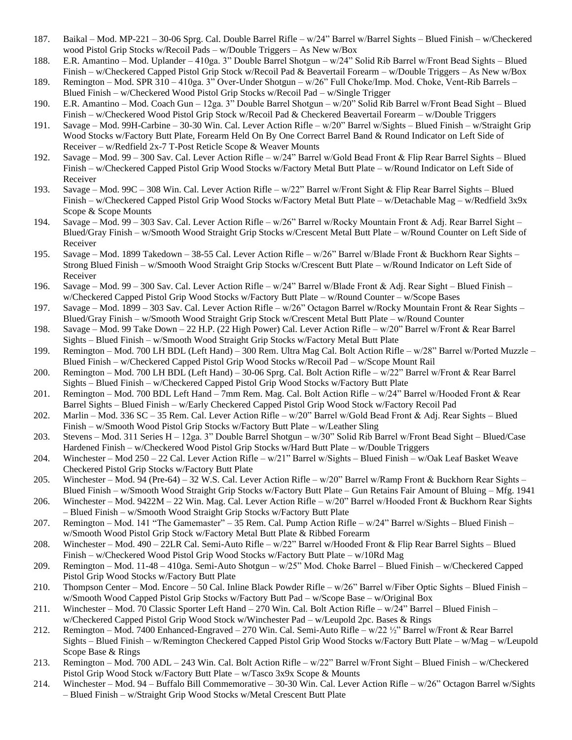187. Baikal – Mod. MP-221 – 30-06 Sprg. Cal. Double Barrel Rifle – w/24" Barrel w/Barrel Sights – Blued Finish – w/Checkered wood Pistol Grip Stocks w/Recoil Pads – w/Double Triggers – As New w/Box
188. E.R. Amantino – Mod. Uplander – 410ga. 3" Double Barrel Shotgun – w/24" Solid Rib Barrel w/Front Bead Sights – Blued Finish – w/Checkered Capped Pistol Grip Stock w/Recoil Pad & Beavertail Forearm – w/Double Triggers – As New w/Box
189. Remington – Mod. SPR 310 – 410ga. 3" Over-Under Shotgun – w/26" Full Choke/Imp. Mod. Choke, Vent-Rib Barrels – Blued Finish – w/Checkered Wood Pistol Grip Stocks w/Recoil Pad – w/Single Trigger
190. E.R. Amantino – Mod. Coach Gun – 12ga. 3" Double Barrel Shotgun – w/20" Solid Rib Barrel w/Front Bead Sight – Blued Finish – w/Checkered Wood Pistol Grip Stock w/Recoil Pad & Checkered Beavertail Forearm – w/Double Triggers
191. Savage – Mod. 99H-Carbine – 30-30 Win. Cal. Lever Action Rifle – w/20" Barrel w/Sights – Blued Finish – w/Straight Grip Wood Stocks w/Factory Butt Plate, Forearm Held On By One Correct Barrel Band & Round Indicator on Left Side of Receiver – w/Redfield 2x-7 T-Post Reticle Scope & Weaver Mounts
192. Savage – Mod. 99 – 300 Sav. Cal. Lever Action Rifle – w/24" Barrel w/Gold Bead Front & Flip Rear Barrel Sights – Blued Finish – w/Checkered Capped Pistol Grip Wood Stocks w/Factory Metal Butt Plate – w/Round Indicator on Left Side of Receiver
193. Savage – Mod. 99C – 308 Win. Cal. Lever Action Rifle – w/22" Barrel w/Front Sight & Flip Rear Barrel Sights – Blued Finish – w/Checkered Capped Pistol Grip Wood Stocks w/Factory Metal Butt Plate – w/Detachable Mag – w/Redfield 3x9x Scope & Scope Mounts
194. Savage – Mod. 99 – 303 Sav. Cal. Lever Action Rifle – w/26" Barrel w/Rocky Mountain Front & Adj. Rear Barrel Sight – Blued/Gray Finish – w/Smooth Wood Straight Grip Stocks w/Crescent Metal Butt Plate – w/Round Counter on Left Side of Receiver
195. Savage – Mod. 1899 Takedown – 38-55 Cal. Lever Action Rifle – w/26" Barrel w/Blade Front & Buckhorn Rear Sights – Strong Blued Finish – w/Smooth Wood Straight Grip Stocks w/Crescent Butt Plate – w/Round Indicator on Left Side of Receiver
196. Savage – Mod. 99 – 300 Sav. Cal. Lever Action Rifle – w/24" Barrel w/Blade Front & Adj. Rear Sight – Blued Finish – w/Checkered Capped Pistol Grip Wood Stocks w/Factory Butt Plate – w/Round Counter – w/Scope Bases
197. Savage – Mod. 1899 – 303 Sav. Cal. Lever Action Rifle – w/26" Octagon Barrel w/Rocky Mountain Front & Rear Sights – Blued/Gray Finish – w/Smooth Wood Straight Grip Stock w/Crescent Metal Butt Plate – w/Round Counter
198. Savage – Mod. 99 Take Down – 22 H.P. (22 High Power) Cal. Lever Action Rifle – w/20" Barrel w/Front & Rear Barrel Sights – Blued Finish – w/Smooth Wood Straight Grip Stocks w/Factory Metal Butt Plate
199. Remington – Mod. 700 LH BDL (Left Hand) – 300 Rem. Ultra Mag Cal. Bolt Action Rifle – w/28" Barrel w/Ported Muzzle – Blued Finish – w/Checkered Capped Pistol Grip Wood Stocks w/Recoil Pad – w/Scope Mount Rail
200. Remington – Mod. 700 LH BDL (Left Hand) – 30-06 Sprg. Cal. Bolt Action Rifle – w/22" Barrel w/Front & Rear Barrel Sights – Blued Finish – w/Checkered Capped Pistol Grip Wood Stocks w/Factory Butt Plate
201. Remington – Mod. 700 BDL Left Hand – 7mm Rem. Mag. Cal. Bolt Action Rifle – w/24" Barrel w/Hooded Front & Rear Barrel Sights – Blued Finish – w/Early Checkered Capped Pistol Grip Wood Stock w/Factory Recoil Pad
202. Marlin – Mod. 336 SC – 35 Rem. Cal. Lever Action Rifle – w/20" Barrel w/Gold Bead Front & Adj. Rear Sights – Blued Finish – w/Smooth Wood Pistol Grip Stocks w/Factory Butt Plate – w/Leather Sling
203. Stevens – Mod. 311 Series H – 12ga. 3" Double Barrel Shotgun – w/30" Solid Rib Barrel w/Front Bead Sight – Blued/Case Hardened Finish – w/Checkered Wood Pistol Grip Stocks w/Hard Butt Plate – w/Double Triggers
204. Winchester – Mod 250 – 22 Cal. Lever Action Rifle – w/21" Barrel w/Sights – Blued Finish – w/Oak Leaf Basket Weave Checkered Pistol Grip Stocks w/Factory Butt Plate
205. Winchester – Mod. 94 (Pre-64) – 32 W.S. Cal. Lever Action Rifle – w/20" Barrel w/Ramp Front & Buckhorn Rear Sights – Blued Finish – w/Smooth Wood Straight Grip Stocks w/Factory Butt Plate – Gun Retains Fair Amount of Bluing – Mfg. 1941
206. Winchester – Mod. 9422M – 22 Win. Mag. Cal. Lever Action Rifle – w/20" Barrel w/Hooded Front & Buckhorn Rear Sights – Blued Finish – w/Smooth Wood Straight Grip Stocks w/Factory Butt Plate
207. Remington – Mod. 141 "The Gamemaster" – 35 Rem. Cal. Pump Action Rifle – w/24" Barrel w/Sights – Blued Finish – w/Smooth Wood Pistol Grip Stock w/Factory Metal Butt Plate & Ribbed Forearm
208. Winchester – Mod. 490 – 22LR Cal. Semi-Auto Rifle – w/22" Barrel w/Hooded Front & Flip Rear Barrel Sights – Blued Finish – w/Checkered Wood Pistol Grip Wood Stocks w/Factory Butt Plate – w/10Rd Mag
209. Remington – Mod. 11-48 – 410ga. Semi-Auto Shotgun – w/25" Mod. Choke Barrel – Blued Finish – w/Checkered Capped Pistol Grip Wood Stocks w/Factory Butt Plate
210. Thompson Center – Mod. Encore – 50 Cal. Inline Black Powder Rifle – w/26" Barrel w/Fiber Optic Sights – Blued Finish – w/Smooth Wood Capped Pistol Grip Stocks w/Factory Butt Pad – w/Scope Base – w/Original Box
211. Winchester – Mod. 70 Classic Sporter Left Hand – 270 Win. Cal. Bolt Action Rifle – w/24" Barrel – Blued Finish – w/Checkered Capped Pistol Grip Wood Stock w/Winchester Pad – w/Leupold 2pc. Bases & Rings
212. Remington – Mod. 7400 Enhanced-Engraved – 270 Win. Cal. Semi-Auto Rifle – w/22 ½" Barrel w/Front & Rear Barrel Sights – Blued Finish – w/Remington Checkered Capped Pistol Grip Wood Stocks w/Factory Butt Plate – w/Mag – w/Leupold Scope Base & Rings
213. Remington – Mod. 700 ADL – 243 Win. Cal. Bolt Action Rifle – w/22" Barrel w/Front Sight – Blued Finish – w/Checkered Pistol Grip Wood Stock w/Factory Butt Plate – w/Tasco 3x9x Scope & Mounts
214. Winchester – Mod. 94 – Buffalo Bill Commemorative – 30-30 Win. Cal. Lever Action Rifle – w/26" Octagon Barrel w/Sights – Blued Finish – w/Straight Grip Wood Stocks w/Metal Crescent Butt Plate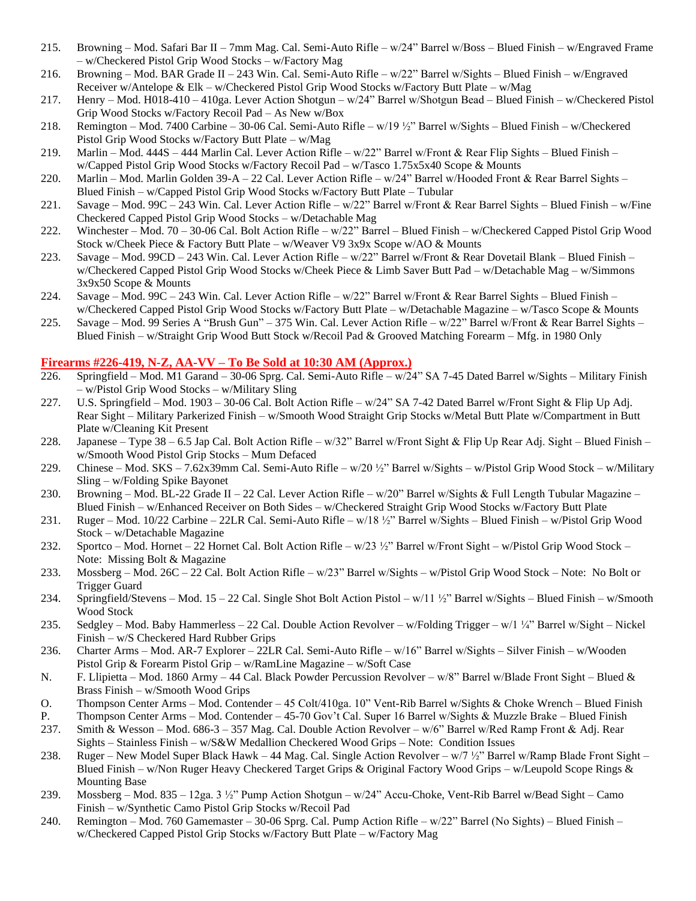215. Browning – Mod. Safari Bar II – 7mm Mag. Cal. Semi-Auto Rifle – w/24" Barrel w/Boss – Blued Finish – w/Engraved Frame – w/Checkered Pistol Grip Wood Stocks – w/Factory Mag
216. Browning – Mod. BAR Grade II – 243 Win. Cal. Semi-Auto Rifle – w/22" Barrel w/Sights – Blued Finish – w/Engraved Receiver w/Antelope & Elk – w/Checkered Pistol Grip Wood Stocks w/Factory Butt Plate – w/Mag
217. Henry – Mod. H018-410 – 410ga. Lever Action Shotgun – w/24" Barrel w/Shotgun Bead – Blued Finish – w/Checkered Pistol Grip Wood Stocks w/Factory Recoil Pad – As New w/Box
218. Remington – Mod. 7400 Carbine – 30-06 Cal. Semi-Auto Rifle – w/19 ½" Barrel w/Sights – Blued Finish – w/Checkered Pistol Grip Wood Stocks w/Factory Butt Plate – w/Mag
219. Marlin – Mod. 444S – 444 Marlin Cal. Lever Action Rifle – w/22" Barrel w/Front & Rear Flip Sights – Blued Finish – w/Capped Pistol Grip Wood Stocks w/Factory Recoil Pad – w/Tasco 1.75x5x40 Scope & Mounts
220. Marlin – Mod. Marlin Golden 39-A – 22 Cal. Lever Action Rifle – w/24" Barrel w/Hooded Front & Rear Barrel Sights – Blued Finish – w/Capped Pistol Grip Wood Stocks w/Factory Butt Plate – Tubular
221. Savage – Mod. 99C – 243 Win. Cal. Lever Action Rifle – w/22" Barrel w/Front & Rear Barrel Sights – Blued Finish – w/Fine Checkered Capped Pistol Grip Wood Stocks – w/Detachable Mag
222. Winchester – Mod. 70 – 30-06 Cal. Bolt Action Rifle – w/22" Barrel – Blued Finish – w/Checkered Capped Pistol Grip Wood Stock w/Cheek Piece & Factory Butt Plate – w/Weaver V9 3x9x Scope w/AO & Mounts
223. Savage – Mod. 99CD – 243 Win. Cal. Lever Action Rifle – w/22" Barrel w/Front & Rear Dovetail Blank – Blued Finish – w/Checkered Capped Pistol Grip Wood Stocks w/Cheek Piece & Limb Saver Butt Pad – w/Detachable Mag – w/Simmons 3x9x50 Scope & Mounts
224. Savage – Mod. 99C – 243 Win. Cal. Lever Action Rifle – w/22" Barrel w/Front & Rear Barrel Sights – Blued Finish – w/Checkered Capped Pistol Grip Wood Stocks w/Factory Butt Plate – w/Detachable Magazine – w/Tasco Scope & Mounts
225. Savage – Mod. 99 Series A "Brush Gun" – 375 Win. Cal. Lever Action Rifle – w/22" Barrel w/Front & Rear Barrel Sights – Blued Finish – w/Straight Grip Wood Butt Stock w/Recoil Pad & Grooved Matching Forearm – Mfg. in 1980 Only

## Firearms #226-419, N-Z, AA-VV – To Be Sold at 10:30 AM (Approx.)

226. Springfield – Mod. M1 Garand – 30-06 Sprg. Cal. Semi-Auto Rifle – w/24" SA 7-45 Dated Barrel w/Sights – Military Finish – w/Pistol Grip Wood Stocks – w/Military Sling
227. U.S. Springfield – Mod. 1903 – 30-06 Cal. Bolt Action Rifle – w/24" SA 7-42 Dated Barrel w/Front Sight & Flip Up Adj. Rear Sight – Military Parkerized Finish – w/Smooth Wood Straight Grip Stocks w/Metal Butt Plate w/Compartment in Butt Plate w/Cleaning Kit Present
228. Japanese – Type 38 – 6.5 Jap Cal. Bolt Action Rifle – w/32" Barrel w/Front Sight & Flip Up Rear Adj. Sight – Blued Finish – w/Smooth Wood Pistol Grip Stocks – Mum Defaced
229. Chinese – Mod. SKS – 7.62x39mm Cal. Semi-Auto Rifle – w/20 ½" Barrel w/Sights – w/Pistol Grip Wood Stock – w/Military Sling – w/Folding Spike Bayonet
230. Browning – Mod. BL-22 Grade II – 22 Cal. Lever Action Rifle – w/20" Barrel w/Sights & Full Length Tubular Magazine – Blued Finish – w/Enhanced Receiver on Both Sides – w/Checkered Straight Grip Wood Stocks w/Factory Butt Plate
231. Ruger – Mod. 10/22 Carbine – 22LR Cal. Semi-Auto Rifle – w/18 ½" Barrel w/Sights – Blued Finish – w/Pistol Grip Wood Stock – w/Detachable Magazine
232. Sportco – Mod. Hornet – 22 Hornet Cal. Bolt Action Rifle – w/23 ½" Barrel w/Front Sight – w/Pistol Grip Wood Stock – Note: Missing Bolt & Magazine
233. Mossberg – Mod. 26C – 22 Cal. Bolt Action Rifle – w/23" Barrel w/Sights – w/Pistol Grip Wood Stock – Note: No Bolt or Trigger Guard
234. Springfield/Stevens – Mod. 15 – 22 Cal. Single Shot Bolt Action Pistol – w/11 ½" Barrel w/Sights – Blued Finish – w/Smooth Wood Stock
235. Sedgley – Mod. Baby Hammerless – 22 Cal. Double Action Revolver – w/Folding Trigger – w/1 ¼" Barrel w/Sight – Nickel Finish – w/S Checkered Hard Rubber Grips
236. Charter Arms – Mod. AR-7 Explorer – 22LR Cal. Semi-Auto Rifle – w/16" Barrel w/Sights – Silver Finish – w/Wooden Pistol Grip & Forearm Pistol Grip – w/RamLine Magazine – w/Soft Case

N. F. Llipietta – Mod. 1860 Army – 44 Cal. Black Powder Percussion Revolver – w/8" Barrel w/Blade Front Sight – Blued & Brass Finish – w/Smooth Wood Grips

O. Thompson Center Arms – Mod. Contender – 45 Colt/410ga. 10" Vent-Rib Barrel w/Sights & Choke Wrench – Blued Finish

P. Thompson Center Arms – Mod. Contender – 45-70 Gov't Cal. Super 16 Barrel w/Sights & Muzzle Brake – Blued Finish

237. Smith & Wesson – Mod. 686-3 – 357 Mag. Cal. Double Action Revolver – w/6" Barrel w/Red Ramp Front & Adj. Rear Sights – Stainless Finish – w/S&W Medallion Checkered Wood Grips – Note: Condition Issues
238. Ruger – New Model Super Black Hawk – 44 Mag. Cal. Single Action Revolver – w/7 ½" Barrel w/Ramp Blade Front Sight – Blued Finish – w/Non Ruger Heavy Checkered Target Grips & Original Factory Wood Grips – w/Leupold Scope Rings & Mounting Base
239. Mossberg – Mod. 835 – 12ga. 3 ½" Pump Action Shotgun – w/24" Accu-Choke, Vent-Rib Barrel w/Bead Sight – Camo Finish – w/Synthetic Camo Pistol Grip Stocks w/Recoil Pad
240. Remington – Mod. 760 Gamemaster – 30-06 Sprg. Cal. Pump Action Rifle – w/22" Barrel (No Sights) – Blued Finish – w/Checkered Capped Pistol Grip Stocks w/Factory Butt Plate – w/Factory Mag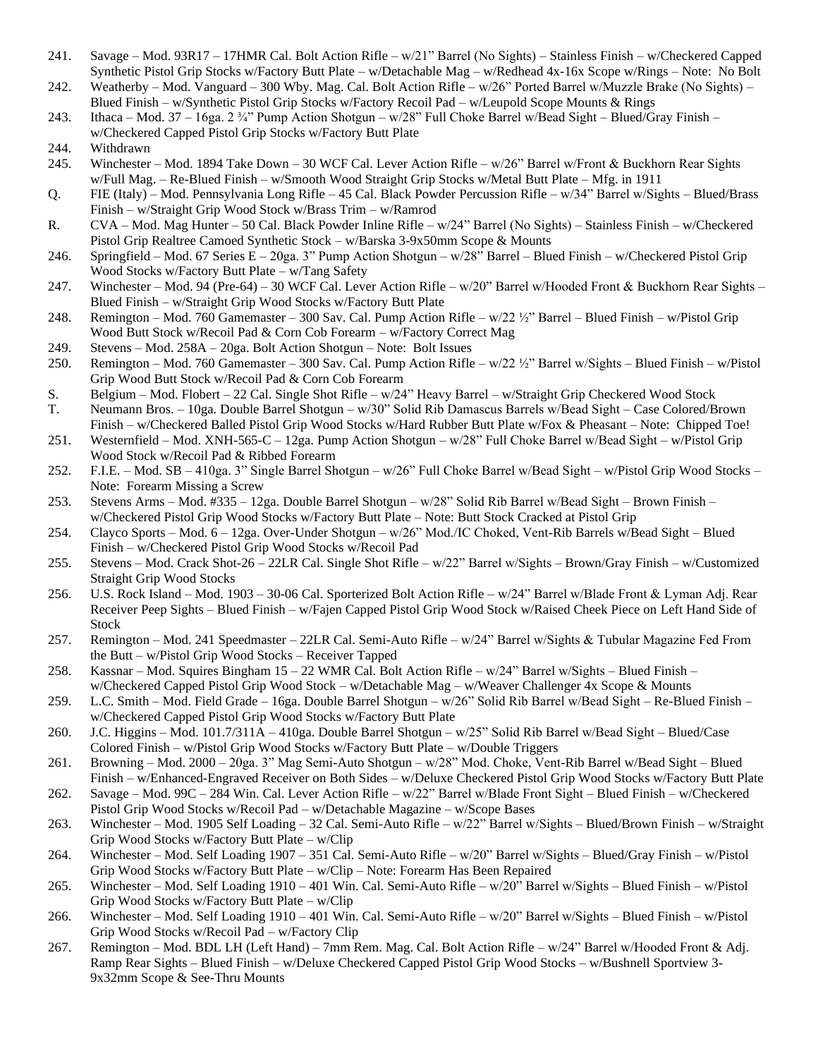241. Savage – Mod. 93R17 – 17HMR Cal. Bolt Action Rifle – w/21" Barrel (No Sights) – Stainless Finish – w/Checkered Capped Synthetic Pistol Grip Stocks w/Factory Butt Plate – w/Detachable Mag – w/Redhead 4x-16x Scope w/Rings – Note: No Bolt
242. Weatherby – Mod. Vanguard – 300 Wby. Mag. Cal. Bolt Action Rifle – w/26" Ported Barrel w/Muzzle Brake (No Sights) – Blued Finish – w/Synthetic Pistol Grip Stocks w/Factory Recoil Pad – w/Leupold Scope Mounts & Rings
243. Ithaca – Mod. 37 – 16ga. 2 ¾" Pump Action Shotgun – w/28" Full Choke Barrel w/Bead Sight – Blued/Gray Finish – w/Checkered Capped Pistol Grip Stocks w/Factory Butt Plate
244. Withdrawn
245. Winchester – Mod. 1894 Take Down – 30 WCF Cal. Lever Action Rifle – w/26" Barrel w/Front & Buckhorn Rear Sights w/Full Mag. – Re-Blued Finish – w/Smooth Wood Straight Grip Stocks w/Metal Butt Plate – Mfg. in 1911

Q. FIE (Italy) – Mod. Pennsylvania Long Rifle – 45 Cal. Black Powder Percussion Rifle – w/34" Barrel w/Sights – Blued/Brass Finish – w/Straight Grip Wood Stock w/Brass Trim – w/Ramrod

R. CVA – Mod. Mag Hunter – 50 Cal. Black Powder Inline Rifle – w/24" Barrel (No Sights) – Stainless Finish – w/Checkered Pistol Grip Realtree Camoed Synthetic Stock – w/Barska 3-9x50mm Scope & Mounts

246. Springfield – Mod. 67 Series E – 20ga. 3" Pump Action Shotgun – w/28" Barrel – Blued Finish – w/Checkered Pistol Grip Wood Stocks w/Factory Butt Plate – w/Tang Safety
247. Winchester – Mod. 94 (Pre-64) – 30 WCF Cal. Lever Action Rifle – w/20" Barrel w/Hooded Front & Buckhorn Rear Sights – Blued Finish – w/Straight Grip Wood Stocks w/Factory Butt Plate
248. Remington – Mod. 760 Gamemaster – 300 Sav. Cal. Pump Action Rifle – w/22 ½" Barrel – Blued Finish – w/Pistol Grip Wood Butt Stock w/Recoil Pad & Corn Cob Forearm – w/Factory Correct Mag
249. Stevens – Mod. 258A – 20ga. Bolt Action Shotgun – Note: Bolt Issues
250. Remington – Mod. 760 Gamemaster – 300 Sav. Cal. Pump Action Rifle – w/22 ½" Barrel w/Sights – Blued Finish – w/Pistol Grip Wood Butt Stock w/Recoil Pad & Corn Cob Forearm

S. Belgium – Mod. Flobert – 22 Cal. Single Shot Rifle – w/24" Heavy Barrel – w/Straight Grip Checkered Wood Stock

T. Neumann Bros. – 10ga. Double Barrel Shotgun – w/30" Solid Rib Damascus Barrels w/Bead Sight – Case Colored/Brown Finish – w/Checkered Balled Pistol Grip Wood Stocks w/Hard Rubber Butt Plate w/Fox & Pheasant – Note: Chipped Toe!

251. Westernfield – Mod. XNH-565-C – 12ga. Pump Action Shotgun – w/28" Full Choke Barrel w/Bead Sight – w/Pistol Grip Wood Stock w/Recoil Pad & Ribbed Forearm
252. F.I.E. – Mod. SB – 410ga. 3" Single Barrel Shotgun – w/26" Full Choke Barrel w/Bead Sight – w/Pistol Grip Wood Stocks – Note: Forearm Missing a Screw
253. Stevens Arms – Mod. #335 – 12ga. Double Barrel Shotgun – w/28" Solid Rib Barrel w/Bead Sight – Brown Finish – w/Checkered Pistol Grip Wood Stocks w/Factory Butt Plate – Note: Butt Stock Cracked at Pistol Grip
254. Clayco Sports – Mod. 6 – 12ga. Over-Under Shotgun – w/26" Mod./IC Choked, Vent-Rib Barrels w/Bead Sight – Blued Finish – w/Checkered Pistol Grip Wood Stocks w/Recoil Pad
255. Stevens – Mod. Crack Shot-26 – 22LR Cal. Single Shot Rifle – w/22" Barrel w/Sights – Brown/Gray Finish – w/Customized Straight Grip Wood Stocks
256. U.S. Rock Island – Mod. 1903 – 30-06 Cal. Sporterized Bolt Action Rifle – w/24" Barrel w/Blade Front & Lyman Adj. Rear Receiver Peep Sights – Blued Finish – w/Fajen Capped Pistol Grip Wood Stock w/Raised Cheek Piece on Left Hand Side of Stock
257. Remington – Mod. 241 Speedmaster – 22LR Cal. Semi-Auto Rifle – w/24" Barrel w/Sights & Tubular Magazine Fed From the Butt – w/Pistol Grip Wood Stocks – Receiver Tapped
258. Kassnar – Mod. Squires Bingham 15 – 22 WMR Cal. Bolt Action Rifle – w/24" Barrel w/Sights – Blued Finish – w/Checkered Capped Pistol Grip Wood Stock – w/Detachable Mag – w/Weaver Challenger 4x Scope & Mounts
259. L.C. Smith – Mod. Field Grade – 16ga. Double Barrel Shotgun – w/26" Solid Rib Barrel w/Bead Sight – Re-Blued Finish – w/Checkered Capped Pistol Grip Wood Stocks w/Factory Butt Plate
260. J.C. Higgins – Mod. 101.7/311A – 410ga. Double Barrel Shotgun – w/25" Solid Rib Barrel w/Bead Sight – Blued/Case Colored Finish – w/Pistol Grip Wood Stocks w/Factory Butt Plate – w/Double Triggers
261. Browning – Mod. 2000 – 20ga. 3" Mag Semi-Auto Shotgun – w/28" Mod. Choke, Vent-Rib Barrel w/Bead Sight – Blued Finish – w/Enhanced-Engraved Receiver on Both Sides – w/Deluxe Checkered Pistol Grip Wood Stocks w/Factory Butt Plate
262. Savage – Mod. 99C – 284 Win. Cal. Lever Action Rifle – w/22" Barrel w/Blade Front Sight – Blued Finish – w/Checkered Pistol Grip Wood Stocks w/Recoil Pad – w/Detachable Magazine – w/Scope Bases
263. Winchester – Mod. 1905 Self Loading – 32 Cal. Semi-Auto Rifle – w/22" Barrel w/Sights – Blued/Brown Finish – w/Straight Grip Wood Stocks w/Factory Butt Plate – w/Clip
264. Winchester – Mod. Self Loading 1907 – 351 Cal. Semi-Auto Rifle – w/20" Barrel w/Sights – Blued/Gray Finish – w/Pistol Grip Wood Stocks w/Factory Butt Plate – w/Clip – Note: Forearm Has Been Repaired
265. Winchester – Mod. Self Loading 1910 – 401 Win. Cal. Semi-Auto Rifle – w/20" Barrel w/Sights – Blued Finish – w/Pistol Grip Wood Stocks w/Factory Butt Plate – w/Clip
266. Winchester – Mod. Self Loading 1910 – 401 Win. Cal. Semi-Auto Rifle – w/20" Barrel w/Sights – Blued Finish – w/Pistol Grip Wood Stocks w/Recoil Pad – w/Factory Clip
267. Remington – Mod. BDL LH (Left Hand) – 7mm Rem. Mag. Cal. Bolt Action Rifle – w/24" Barrel w/Hooded Front & Adj. Ramp Rear Sights – Blued Finish – w/Deluxe Checkered Capped Pistol Grip Wood Stocks – w/Bushnell Sportview 3-9x32mm Scope & See-Thru Mounts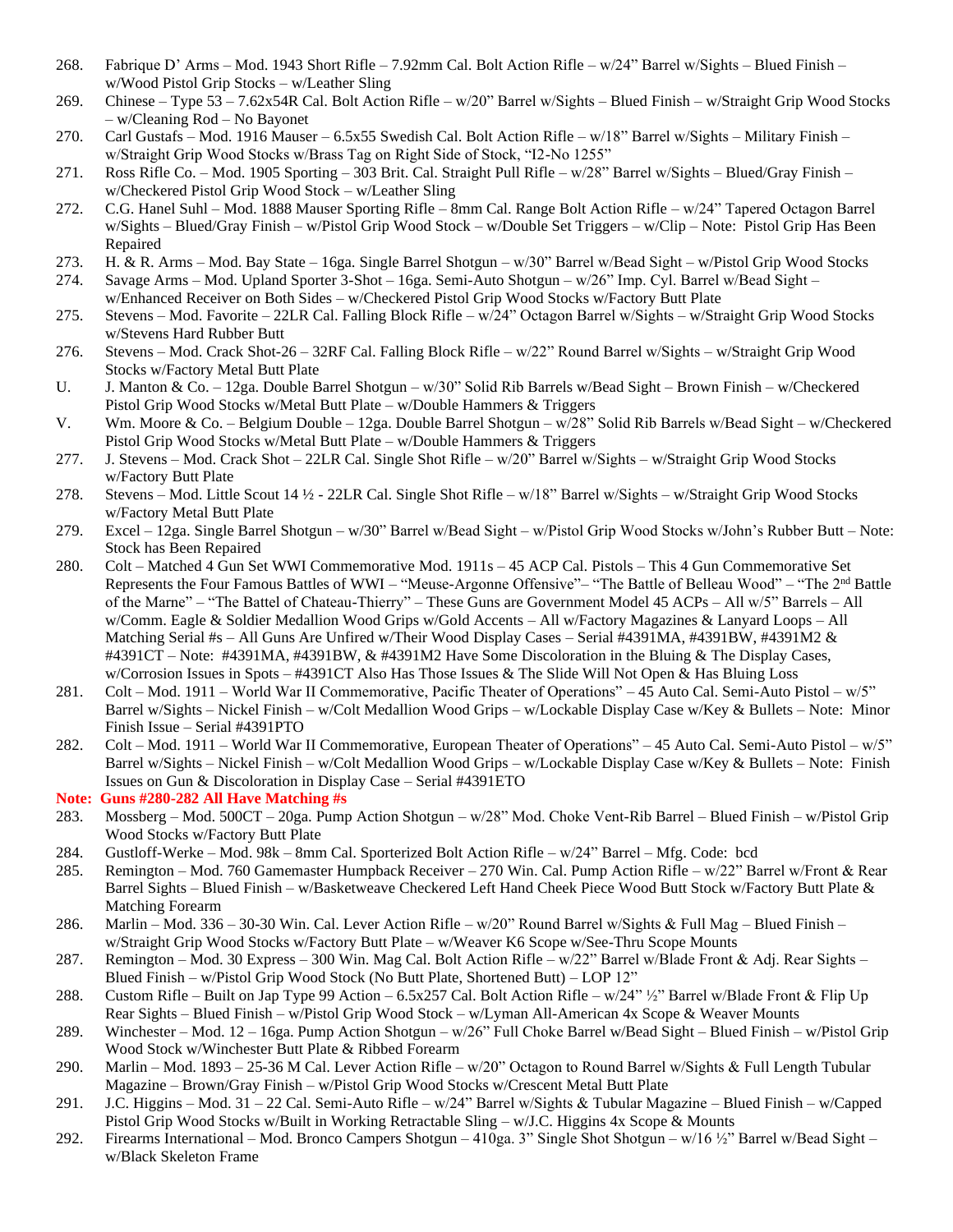268. Fabrique D' Arms – Mod. 1943 Short Rifle – 7.92mm Cal. Bolt Action Rifle – w/24" Barrel w/Sights – Blued Finish – w/Wood Pistol Grip Stocks – w/Leather Sling
269. Chinese – Type 53 – 7.62x54R Cal. Bolt Action Rifle – w/20" Barrel w/Sights – Blued Finish – w/Straight Grip Wood Stocks – w/Cleaning Rod – No Bayonet
270. Carl Gustafs – Mod. 1916 Mauser – 6.5x55 Swedish Cal. Bolt Action Rifle – w/18" Barrel w/Sights – Military Finish – w/Straight Grip Wood Stocks w/Brass Tag on Right Side of Stock, "I2-No 1255"
271. Ross Rifle Co. – Mod. 1905 Sporting – 303 Brit. Cal. Straight Pull Rifle – w/28" Barrel w/Sights – Blued/Gray Finish – w/Checkered Pistol Grip Wood Stock – w/Leather Sling
272. C.G. Hanel Suhl – Mod. 1888 Mauser Sporting Rifle – 8mm Cal. Range Bolt Action Rifle – w/24" Tapered Octagon Barrel w/Sights – Blued/Gray Finish – w/Pistol Grip Wood Stock – w/Double Set Triggers – w/Clip – Note: Pistol Grip Has Been Repaired
273. H. & R. Arms – Mod. Bay State – 16ga. Single Barrel Shotgun – w/30" Barrel w/Bead Sight – w/Pistol Grip Wood Stocks
274. Savage Arms – Mod. Upland Sporter 3-Shot – 16ga. Semi-Auto Shotgun – w/26" Imp. Cyl. Barrel w/Bead Sight – w/Enhanced Receiver on Both Sides – w/Checkered Pistol Grip Wood Stocks w/Factory Butt Plate
275. Stevens – Mod. Favorite – 22LR Cal. Falling Block Rifle – w/24" Octagon Barrel w/Sights – w/Straight Grip Wood Stocks w/Stevens Hard Rubber Butt
276. Stevens – Mod. Crack Shot-26 – 32RF Cal. Falling Block Rifle – w/22" Round Barrel w/Sights – w/Straight Grip Wood Stocks w/Factory Metal Butt Plate

U. J. Manton & Co. – 12ga. Double Barrel Shotgun – w/30" Solid Rib Barrels w/Bead Sight – Brown Finish – w/Checkered Pistol Grip Wood Stocks w/Metal Butt Plate – w/Double Hammers & Triggers

V. Wm. Moore & Co. – Belgium Double – 12ga. Double Barrel Shotgun – w/28" Solid Rib Barrels w/Bead Sight – w/Checkered Pistol Grip Wood Stocks w/Metal Butt Plate – w/Double Hammers & Triggers

277. J. Stevens – Mod. Crack Shot – 22LR Cal. Single Shot Rifle – w/20" Barrel w/Sights – w/Straight Grip Wood Stocks w/Factory Butt Plate
278. Stevens – Mod. Little Scout 14 ½ - 22LR Cal. Single Shot Rifle – w/18" Barrel w/Sights – w/Straight Grip Wood Stocks w/Factory Metal Butt Plate
279. Excel – 12ga. Single Barrel Shotgun – w/30" Barrel w/Bead Sight – w/Pistol Grip Wood Stocks w/John's Rubber Butt – Note: Stock has Been Repaired
280. Colt – Matched 4 Gun Set WWI Commemorative Mod. 1911s – 45 ACP Cal. Pistols – This 4 Gun Commemorative Set Represents the Four Famous Battles of WWI – "Meuse-Argonne Offensive"– "The Battle of Belleau Wood" – "The 2nd Battle of the Marne" – "The Battel of Chateau-Thierry" – These Guns are Government Model 45 ACPs – All w/5" Barrels – All w/Comm. Eagle & Soldier Medallion Wood Grips w/Gold Accents – All w/Factory Magazines & Lanyard Loops – All Matching Serial #s – All Guns Are Unfired w/Their Wood Display Cases – Serial #4391MA, #4391BW, #4391M2 & #4391CT – Note: #4391MA, #4391BW, & #4391M2 Have Some Discoloration in the Bluing & The Display Cases, w/Corrosion Issues in Spots – #4391CT Also Has Those Issues & The Slide Will Not Open & Has Bluing Loss
281. Colt – Mod. 1911 – World War II Commemorative, Pacific Theater of Operations" – 45 Auto Cal. Semi-Auto Pistol – w/5" Barrel w/Sights – Nickel Finish – w/Colt Medallion Wood Grips – w/Lockable Display Case w/Key & Bullets – Note: Minor Finish Issue – Serial #4391PTO
282. Colt – Mod. 1911 – World War II Commemorative, European Theater of Operations" – 45 Auto Cal. Semi-Auto Pistol – w/5" Barrel w/Sights – Nickel Finish – w/Colt Medallion Wood Grips – w/Lockable Display Case w/Key & Bullets – Note: Finish Issues on Gun & Discoloration in Display Case – Serial #4391ETO

**Note: Guns #280-282 All Have Matching #s**

283. Mossberg – Mod. 500CT – 20ga. Pump Action Shotgun – w/28" Mod. Choke Vent-Rib Barrel – Blued Finish – w/Pistol Grip Wood Stocks w/Factory Butt Plate
284. Gustloff-Werke – Mod. 98k – 8mm Cal. Sporterized Bolt Action Rifle – w/24" Barrel – Mfg. Code: bcd
285. Remington – Mod. 760 Gamemaster Humpback Receiver – 270 Win. Cal. Pump Action Rifle – w/22" Barrel w/Front & Rear Barrel Sights – Blued Finish – w/Basketweave Checkered Left Hand Cheek Piece Wood Butt Stock w/Factory Butt Plate & Matching Forearm
286. Marlin – Mod. 336 – 30-30 Win. Cal. Lever Action Rifle – w/20" Round Barrel w/Sights & Full Mag – Blued Finish – w/Straight Grip Wood Stocks w/Factory Butt Plate – w/Weaver K6 Scope w/See-Thru Scope Mounts
287. Remington – Mod. 30 Express – 300 Win. Mag Cal. Bolt Action Rifle – w/22" Barrel w/Blade Front & Adj. Rear Sights – Blued Finish – w/Pistol Grip Wood Stock (No Butt Plate, Shortened Butt) – LOP 12"
288. Custom Rifle – Built on Jap Type 99 Action – 6.5x257 Cal. Bolt Action Rifle – w/24" ½" Barrel w/Blade Front & Flip Up Rear Sights – Blued Finish – w/Pistol Grip Wood Stock – w/Lyman All-American 4x Scope & Weaver Mounts
289. Winchester – Mod. 12 – 16ga. Pump Action Shotgun – w/26" Full Choke Barrel w/Bead Sight – Blued Finish – w/Pistol Grip Wood Stock w/Winchester Butt Plate & Ribbed Forearm
290. Marlin – Mod. 1893 – 25-36 M Cal. Lever Action Rifle – w/20" Octagon to Round Barrel w/Sights & Full Length Tubular Magazine – Brown/Gray Finish – w/Pistol Grip Wood Stocks w/Crescent Metal Butt Plate
291. J.C. Higgins – Mod. 31 – 22 Cal. Semi-Auto Rifle – w/24" Barrel w/Sights & Tubular Magazine – Blued Finish – w/Capped Pistol Grip Wood Stocks w/Built in Working Retractable Sling – w/J.C. Higgins 4x Scope & Mounts
292. Firearms International – Mod. Bronco Campers Shotgun – 410ga. 3" Single Shot Shotgun – w/16 ½" Barrel w/Bead Sight – w/Black Skeleton Frame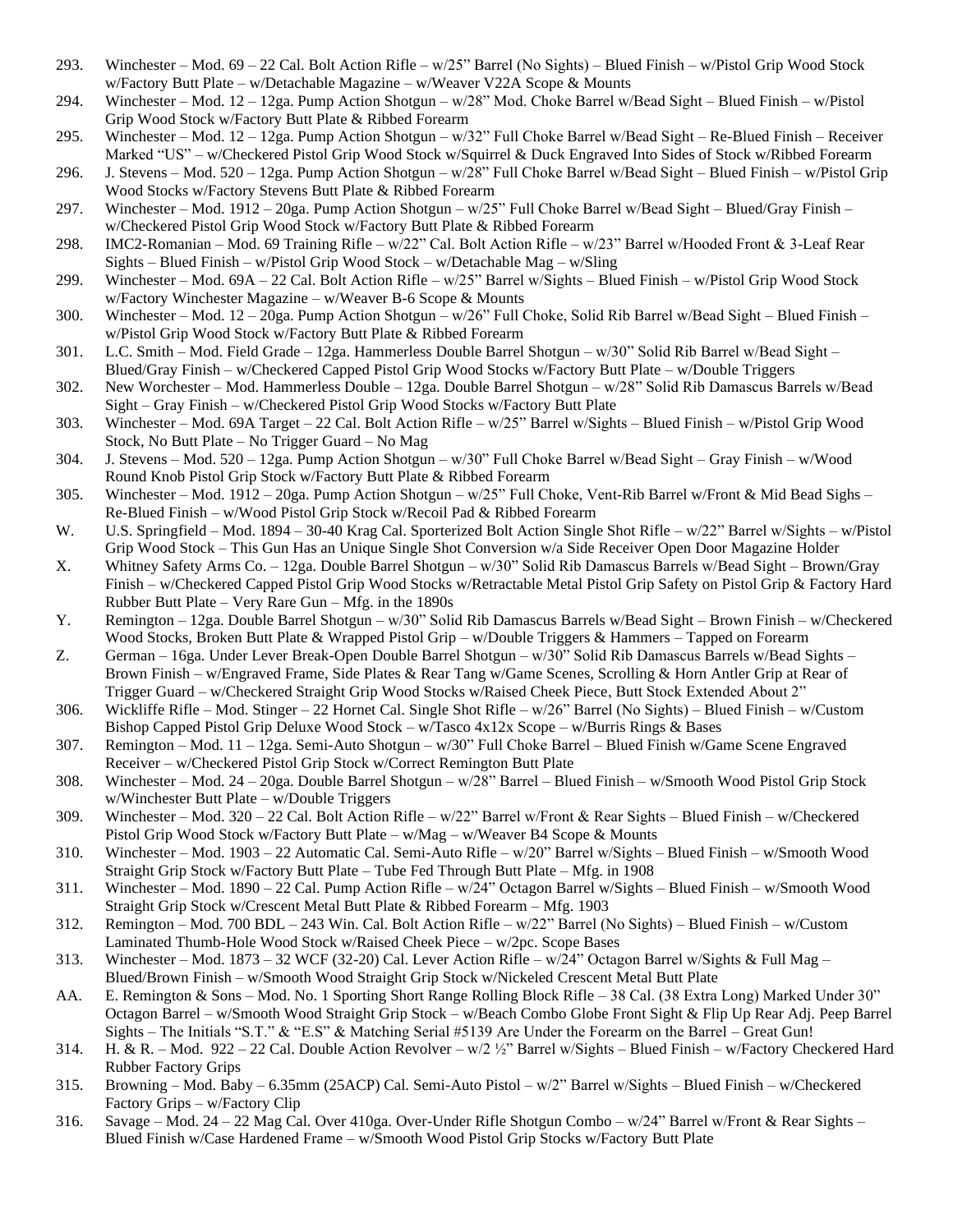293. Winchester – Mod. 69 – 22 Cal. Bolt Action Rifle – w/25" Barrel (No Sights) – Blued Finish – w/Pistol Grip Wood Stock w/Factory Butt Plate – w/Detachable Magazine – w/Weaver V22A Scope & Mounts

294. Winchester – Mod. 12 – 12ga. Pump Action Shotgun – w/28" Mod. Choke Barrel w/Bead Sight – Blued Finish – w/Pistol Grip Wood Stock w/Factory Butt Plate & Ribbed Forearm

295. Winchester – Mod. 12 – 12ga. Pump Action Shotgun – w/32" Full Choke Barrel w/Bead Sight – Re-Blued Finish – Receiver Marked "US" – w/Checkered Pistol Grip Wood Stock w/Squirrel & Duck Engraved Into Sides of Stock w/Ribbed Forearm

296. J. Stevens – Mod. 520 – 12ga. Pump Action Shotgun – w/28" Full Choke Barrel w/Bead Sight – Blued Finish – w/Pistol Grip Wood Stocks w/Factory Stevens Butt Plate & Ribbed Forearm

297. Winchester – Mod. 1912 – 20ga. Pump Action Shotgun – w/25" Full Choke Barrel w/Bead Sight – Blued/Gray Finish – w/Checkered Pistol Grip Wood Stock w/Factory Butt Plate & Ribbed Forearm

298. IMC2-Romanian – Mod. 69 Training Rifle – w/22" Cal. Bolt Action Rifle – w/23" Barrel w/Hooded Front & 3-Leaf Rear Sights – Blued Finish – w/Pistol Grip Wood Stock – w/Detachable Mag – w/Sling

299. Winchester – Mod. 69A – 22 Cal. Bolt Action Rifle – w/25" Barrel w/Sights – Blued Finish – w/Pistol Grip Wood Stock w/Factory Winchester Magazine – w/Weaver B-6 Scope & Mounts

300. Winchester – Mod. 12 – 20ga. Pump Action Shotgun – w/26" Full Choke, Solid Rib Barrel w/Bead Sight – Blued Finish – w/Pistol Grip Wood Stock w/Factory Butt Plate & Ribbed Forearm

301. L.C. Smith – Mod. Field Grade – 12ga. Hammerless Double Barrel Shotgun – w/30" Solid Rib Barrel w/Bead Sight – Blued/Gray Finish – w/Checkered Capped Pistol Grip Wood Stocks w/Factory Butt Plate – w/Double Triggers

302. New Worchester – Mod. Hammerless Double – 12ga. Double Barrel Shotgun – w/28" Solid Rib Damascus Barrels w/Bead Sight – Gray Finish – w/Checkered Pistol Grip Wood Stocks w/Factory Butt Plate

303. Winchester – Mod. 69A Target – 22 Cal. Bolt Action Rifle – w/25" Barrel w/Sights – Blued Finish – w/Pistol Grip Wood Stock, No Butt Plate – No Trigger Guard – No Mag

304. J. Stevens – Mod. 520 – 12ga. Pump Action Shotgun – w/30" Full Choke Barrel w/Bead Sight – Gray Finish – w/Wood Round Knob Pistol Grip Stock w/Factory Butt Plate & Ribbed Forearm

305. Winchester – Mod. 1912 – 20ga. Pump Action Shotgun – w/25" Full Choke, Vent-Rib Barrel w/Front & Mid Bead Sighs – Re-Blued Finish – w/Wood Pistol Grip Stock w/Recoil Pad & Ribbed Forearm

W. U.S. Springfield – Mod. 1894 – 30-40 Krag Cal. Sporterized Bolt Action Single Shot Rifle – w/22" Barrel w/Sights – w/Pistol Grip Wood Stock – This Gun Has an Unique Single Shot Conversion w/a Side Receiver Open Door Magazine Holder

X. Whitney Safety Arms Co. – 12ga. Double Barrel Shotgun – w/30" Solid Rib Damascus Barrels w/Bead Sight – Brown/Gray Finish – w/Checkered Capped Pistol Grip Wood Stocks w/Retractable Metal Pistol Grip Safety on Pistol Grip & Factory Hard Rubber Butt Plate – Very Rare Gun – Mfg. in the 1890s

Y. Remington – 12ga. Double Barrel Shotgun – w/30" Solid Rib Damascus Barrels w/Bead Sight – Brown Finish – w/Checkered Wood Stocks, Broken Butt Plate & Wrapped Pistol Grip – w/Double Triggers & Hammers – Tapped on Forearm

Z. German – 16ga. Under Lever Break-Open Double Barrel Shotgun – w/30" Solid Rib Damascus Barrels w/Bead Sights – Brown Finish – w/Engraved Frame, Side Plates & Rear Tang w/Game Scenes, Scrolling & Horn Antler Grip at Rear of Trigger Guard – w/Checkered Straight Grip Wood Stocks w/Raised Cheek Piece, Butt Stock Extended About 2"

306. Wickliffe Rifle – Mod. Stinger – 22 Hornet Cal. Single Shot Rifle – w/26" Barrel (No Sights) – Blued Finish – w/Custom Bishop Capped Pistol Grip Deluxe Wood Stock – w/Tasco 4x12x Scope – w/Burris Rings & Bases

307. Remington – Mod. 11 – 12ga. Semi-Auto Shotgun – w/30" Full Choke Barrel – Blued Finish w/Game Scene Engraved Receiver – w/Checkered Pistol Grip Stock w/Correct Remington Butt Plate

308. Winchester – Mod. 24 – 20ga. Double Barrel Shotgun – w/28" Barrel – Blued Finish – w/Smooth Wood Pistol Grip Stock w/Winchester Butt Plate – w/Double Triggers

309. Winchester – Mod. 320 – 22 Cal. Bolt Action Rifle – w/22" Barrel w/Front & Rear Sights – Blued Finish – w/Checkered Pistol Grip Wood Stock w/Factory Butt Plate – w/Mag – w/Weaver B4 Scope & Mounts

310. Winchester – Mod. 1903 – 22 Automatic Cal. Semi-Auto Rifle – w/20" Barrel w/Sights – Blued Finish – w/Smooth Wood Straight Grip Stock w/Factory Butt Plate – Tube Fed Through Butt Plate – Mfg. in 1908

311. Winchester – Mod. 1890 – 22 Cal. Pump Action Rifle – w/24" Octagon Barrel w/Sights – Blued Finish – w/Smooth Wood Straight Grip Stock w/Crescent Metal Butt Plate & Ribbed Forearm – Mfg. 1903

312. Remington – Mod. 700 BDL – 243 Win. Cal. Bolt Action Rifle – w/22" Barrel (No Sights) – Blued Finish – w/Custom Laminated Thumb-Hole Wood Stock w/Raised Cheek Piece – w/2pc. Scope Bases

313. Winchester – Mod. 1873 – 32 WCF (32-20) Cal. Lever Action Rifle – w/24" Octagon Barrel w/Sights & Full Mag – Blued/Brown Finish – w/Smooth Wood Straight Grip Stock w/Nickeled Crescent Metal Butt Plate

AA. E. Remington & Sons – Mod. No. 1 Sporting Short Range Rolling Block Rifle – 38 Cal. (38 Extra Long) Marked Under 30" Octagon Barrel – w/Smooth Wood Straight Grip Stock – w/Beach Combo Globe Front Sight & Flip Up Rear Adj. Peep Barrel Sights – The Initials "S.T." & "E.S" & Matching Serial #5139 Are Under the Forearm on the Barrel – Great Gun!

314. H. & R. – Mod. 922 – 22 Cal. Double Action Revolver – w/2 ½" Barrel w/Sights – Blued Finish – w/Factory Checkered Hard Rubber Factory Grips

315. Browning – Mod. Baby – 6.35mm (25ACP) Cal. Semi-Auto Pistol – w/2" Barrel w/Sights – Blued Finish – w/Checkered Factory Grips – w/Factory Clip

316. Savage – Mod. 24 – 22 Mag Cal. Over 410ga. Over-Under Rifle Shotgun Combo – w/24" Barrel w/Front & Rear Sights – Blued Finish w/Case Hardened Frame – w/Smooth Wood Pistol Grip Stocks w/Factory Butt Plate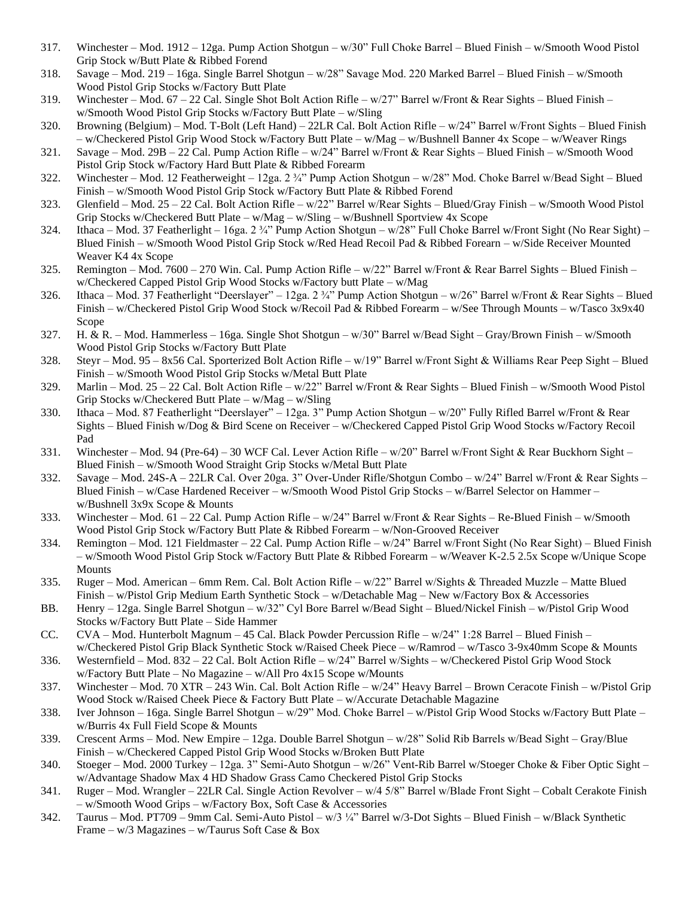317. Winchester – Mod. 1912 – 12ga. Pump Action Shotgun – w/30" Full Choke Barrel – Blued Finish – w/Smooth Wood Pistol Grip Stock w/Butt Plate & Ribbed Forend
318. Savage – Mod. 219 – 16ga. Single Barrel Shotgun – w/28" Savage Mod. 220 Marked Barrel – Blued Finish – w/Smooth Wood Pistol Grip Stocks w/Factory Butt Plate
319. Winchester – Mod. 67 – 22 Cal. Single Shot Bolt Action Rifle – w/27" Barrel w/Front & Rear Sights – Blued Finish – w/Smooth Wood Pistol Grip Stocks w/Factory Butt Plate – w/Sling
320. Browning (Belgium) – Mod. T-Bolt (Left Hand) – 22LR Cal. Bolt Action Rifle – w/24" Barrel w/Front Sights – Blued Finish – w/Checkered Pistol Grip Wood Stock w/Factory Butt Plate – w/Mag – w/Bushnell Banner 4x Scope – w/Weaver Rings
321. Savage – Mod. 29B – 22 Cal. Pump Action Rifle – w/24" Barrel w/Front & Rear Sights – Blued Finish – w/Smooth Wood Pistol Grip Stock w/Factory Hard Butt Plate & Ribbed Forearm
322. Winchester – Mod. 12 Featherweight – 12ga. 2 ¾" Pump Action Shotgun – w/28" Mod. Choke Barrel w/Bead Sight – Blued Finish – w/Smooth Wood Pistol Grip Stock w/Factory Butt Plate & Ribbed Forend
323. Glenfield – Mod. 25 – 22 Cal. Bolt Action Rifle – w/22" Barrel w/Rear Sights – Blued/Gray Finish – w/Smooth Wood Pistol Grip Stocks w/Checkered Butt Plate – w/Mag – w/Sling – w/Bushnell Sportview 4x Scope
324. Ithaca – Mod. 37 Featherlight – 16ga. 2 ¾" Pump Action Shotgun – w/28" Full Choke Barrel w/Front Sight (No Rear Sight) – Blued Finish – w/Smooth Wood Pistol Grip Stock w/Red Head Recoil Pad & Ribbed Forearn – w/Side Receiver Mounted Weaver K4 4x Scope
325. Remington – Mod. 7600 – 270 Win. Cal. Pump Action Rifle – w/22" Barrel w/Front & Rear Barrel Sights – Blued Finish – w/Checkered Capped Pistol Grip Wood Stocks w/Factory butt Plate – w/Mag
326. Ithaca – Mod. 37 Featherlight "Deerslayer" – 12ga. 2 ¾" Pump Action Shotgun – w/26" Barrel w/Front & Rear Sights – Blued Finish – w/Checkered Pistol Grip Wood Stock w/Recoil Pad & Ribbed Forearm – w/See Through Mounts – w/Tasco 3x9x40 Scope
327. H. & R. – Mod. Hammerless – 16ga. Single Shot Shotgun – w/30" Barrel w/Bead Sight – Gray/Brown Finish – w/Smooth Wood Pistol Grip Stocks w/Factory Butt Plate
328. Steyr – Mod. 95 – 8x56 Cal. Sporterized Bolt Action Rifle – w/19" Barrel w/Front Sight & Williams Rear Peep Sight – Blued Finish – w/Smooth Wood Pistol Grip Stocks w/Metal Butt Plate
329. Marlin – Mod. 25 – 22 Cal. Bolt Action Rifle – w/22" Barrel w/Front & Rear Sights – Blued Finish – w/Smooth Wood Pistol Grip Stocks w/Checkered Butt Plate – w/Mag – w/Sling
330. Ithaca – Mod. 87 Featherlight "Deerslayer" – 12ga. 3" Pump Action Shotgun – w/20" Fully Rifled Barrel w/Front & Rear Sights – Blued Finish w/Dog & Bird Scene on Receiver – w/Checkered Capped Pistol Grip Wood Stocks w/Factory Recoil Pad
331. Winchester – Mod. 94 (Pre-64) – 30 WCF Cal. Lever Action Rifle – w/20" Barrel w/Front Sight & Rear Buckhorn Sight – Blued Finish – w/Smooth Wood Straight Grip Stocks w/Metal Butt Plate
332. Savage – Mod. 24S-A – 22LR Cal. Over 20ga. 3" Over-Under Rifle/Shotgun Combo – w/24" Barrel w/Front & Rear Sights – Blued Finish – w/Case Hardened Receiver – w/Smooth Wood Pistol Grip Stocks – w/Barrel Selector on Hammer – w/Bushnell 3x9x Scope & Mounts
333. Winchester – Mod. 61 – 22 Cal. Pump Action Rifle – w/24" Barrel w/Front & Rear Sights – Re-Blued Finish – w/Smooth Wood Pistol Grip Stock w/Factory Butt Plate & Ribbed Forearm – w/Non-Grooved Receiver
334. Remington – Mod. 121 Fieldmaster – 22 Cal. Pump Action Rifle – w/24" Barrel w/Front Sight (No Rear Sight) – Blued Finish – w/Smooth Wood Pistol Grip Stock w/Factory Butt Plate & Ribbed Forearm – w/Weaver K-2.5 2.5x Scope w/Unique Scope Mounts
335. Ruger – Mod. American – 6mm Rem. Cal. Bolt Action Rifle – w/22" Barrel w/Sights & Threaded Muzzle – Matte Blued Finish – w/Pistol Grip Medium Earth Synthetic Stock – w/Detachable Mag – New w/Factory Box & Accessories

BB. Henry – 12ga. Single Barrel Shotgun – w/32" Cyl Bore Barrel w/Bead Sight – Blued/Nickel Finish – w/Pistol Grip Wood Stocks w/Factory Butt Plate – Side Hammer

CC. CVA – Mod. Hunterbolt Magnum – 45 Cal. Black Powder Percussion Rifle – w/24" 1:28 Barrel – Blued Finish – w/Checkered Pistol Grip Black Synthetic Stock w/Raised Cheek Piece – w/Ramrod – w/Tasco 3-9x40mm Scope & Mounts

336. Westernfield – Mod. 832 – 22 Cal. Bolt Action Rifle – w/24" Barrel w/Sights – w/Checkered Pistol Grip Wood Stock w/Factory Butt Plate – No Magazine – w/All Pro 4x15 Scope w/Mounts
337. Winchester – Mod. 70 XTR – 243 Win. Cal. Bolt Action Rifle – w/24" Heavy Barrel – Brown Ceracote Finish – w/Pistol Grip Wood Stock w/Raised Cheek Piece & Factory Butt Plate – w/Accurate Detachable Magazine
338. Iver Johnson – 16ga. Single Barrel Shotgun – w/29" Mod. Choke Barrel – w/Pistol Grip Wood Stocks w/Factory Butt Plate – w/Burris 4x Full Field Scope & Mounts
339. Crescent Arms – Mod. New Empire – 12ga. Double Barrel Shotgun – w/28" Solid Rib Barrels w/Bead Sight – Gray/Blue Finish – w/Checkered Capped Pistol Grip Wood Stocks w/Broken Butt Plate
340. Stoeger – Mod. 2000 Turkey – 12ga. 3" Semi-Auto Shotgun – w/26" Vent-Rib Barrel w/Stoeger Choke & Fiber Optic Sight – w/Advantage Shadow Max 4 HD Shadow Grass Camo Checkered Pistol Grip Stocks
341. Ruger – Mod. Wrangler – 22LR Cal. Single Action Revolver – w/4 5/8" Barrel w/Blade Front Sight – Cobalt Cerakote Finish – w/Smooth Wood Grips – w/Factory Box, Soft Case & Accessories
342. Taurus – Mod. PT709 – 9mm Cal. Semi-Auto Pistol – w/3 ¼" Barrel w/3-Dot Sights – Blued Finish – w/Black Synthetic Frame – w/3 Magazines – w/Taurus Soft Case & Box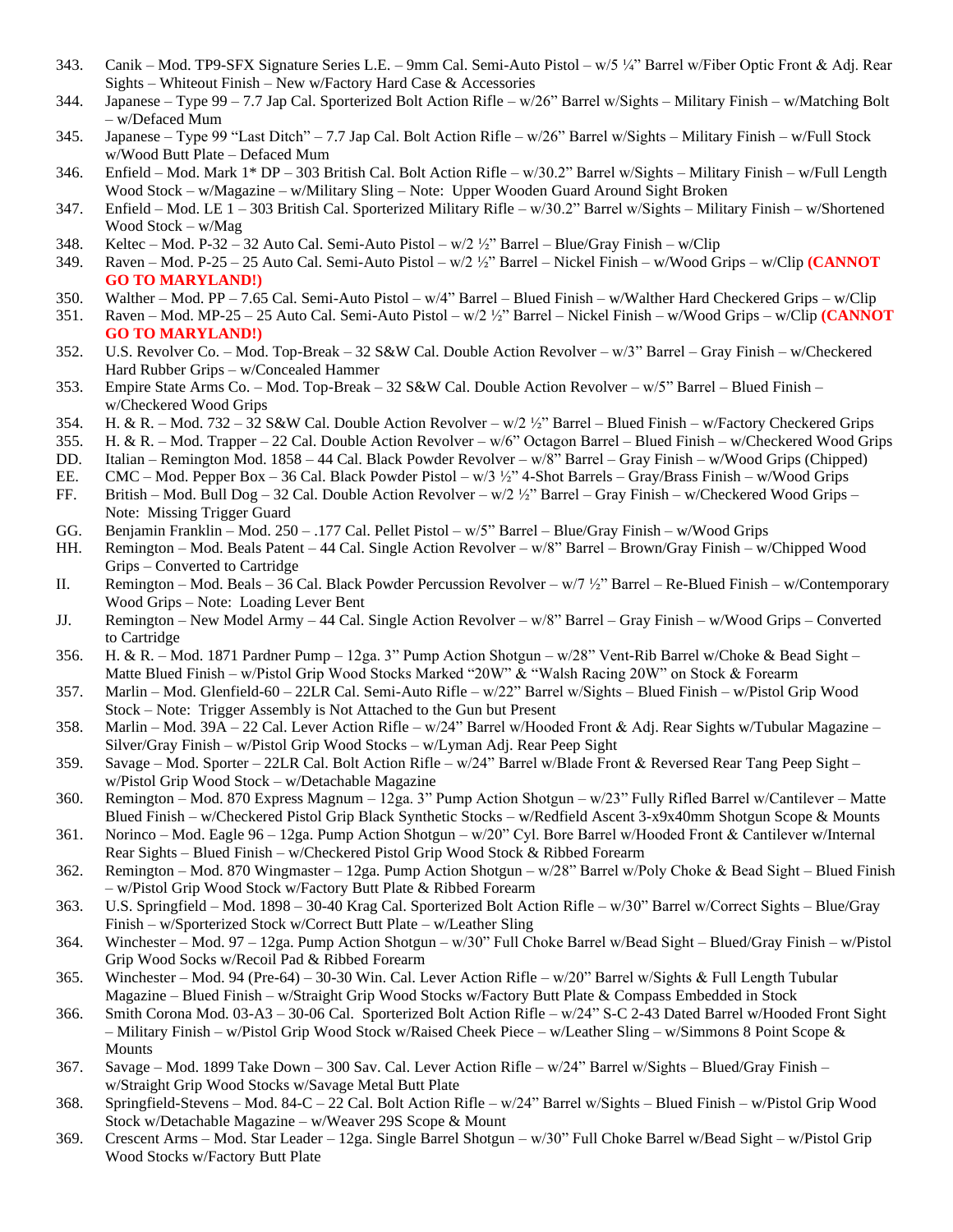343. Canik – Mod. TP9-SFX Signature Series L.E. – 9mm Cal. Semi-Auto Pistol – w/5 ¼" Barrel w/Fiber Optic Front & Adj. Rear Sights – Whiteout Finish – New w/Factory Hard Case & Accessories
344. Japanese – Type 99 – 7.7 Jap Cal. Sporterized Bolt Action Rifle – w/26" Barrel w/Sights – Military Finish – w/Matching Bolt – w/Defaced Mum
345. Japanese – Type 99 "Last Ditch" – 7.7 Jap Cal. Bolt Action Rifle – w/26" Barrel w/Sights – Military Finish – w/Full Stock w/Wood Butt Plate – Defaced Mum
346. Enfield – Mod. Mark 1* DP – 303 British Cal. Bolt Action Rifle – w/30.2" Barrel w/Sights – Military Finish – w/Full Length Wood Stock – w/Magazine – w/Military Sling – Note: Upper Wooden Guard Around Sight Broken
347. Enfield – Mod. LE 1 – 303 British Cal. Sporterized Military Rifle – w/30.2" Barrel w/Sights – Military Finish – w/Shortened Wood Stock – w/Mag
348. Keltec – Mod. P-32 – 32 Auto Cal. Semi-Auto Pistol – w/2 ½" Barrel – Blue/Gray Finish – w/Clip
349. Raven – Mod. P-25 – 25 Auto Cal. Semi-Auto Pistol – w/2 ½" Barrel – Nickel Finish – w/Wood Grips – w/Clip **(CANNOT GO TO MARYLAND!)**
350. Walther – Mod. PP – 7.65 Cal. Semi-Auto Pistol – w/4" Barrel – Blued Finish – w/Walther Hard Checkered Grips – w/Clip
351. Raven – Mod. MP-25 – 25 Auto Cal. Semi-Auto Pistol – w/2 ½" Barrel – Nickel Finish – w/Wood Grips – w/Clip **(CANNOT GO TO MARYLAND!)**
352. U.S. Revolver Co. – Mod. Top-Break – 32 S&W Cal. Double Action Revolver – w/3" Barrel – Gray Finish – w/Checkered Hard Rubber Grips – w/Concealed Hammer
353. Empire State Arms Co. – Mod. Top-Break – 32 S&W Cal. Double Action Revolver – w/5" Barrel – Blued Finish – w/Checkered Wood Grips
354. H. & R. – Mod. 732 – 32 S&W Cal. Double Action Revolver – w/2 ½" Barrel – Blued Finish – w/Factory Checkered Grips
355. H. & R. – Mod. Trapper – 22 Cal. Double Action Revolver – w/6" Octagon Barrel – Blued Finish – w/Checkered Wood Grips

DD. Italian – Remington Mod. 1858 – 44 Cal. Black Powder Revolver – w/8" Barrel – Gray Finish – w/Wood Grips (Chipped)

EE. CMC – Mod. Pepper Box – 36 Cal. Black Powder Pistol – w/3 ½" 4-Shot Barrels – Gray/Brass Finish – w/Wood Grips

FF. British – Mod. Bull Dog – 32 Cal. Double Action Revolver – w/2 ½" Barrel – Gray Finish – w/Checkered Wood Grips – Note: Missing Trigger Guard

GG. Benjamin Franklin – Mod. 250 – .177 Cal. Pellet Pistol – w/5" Barrel – Blue/Gray Finish – w/Wood Grips

HH. Remington – Mod. Beals Patent – 44 Cal. Single Action Revolver – w/8" Barrel – Brown/Gray Finish – w/Chipped Wood Grips – Converted to Cartridge

II. Remington – Mod. Beals – 36 Cal. Black Powder Percussion Revolver – w/7 ½" Barrel – Re-Blued Finish – w/Contemporary Wood Grips – Note: Loading Lever Bent

JJ. Remington – New Model Army – 44 Cal. Single Action Revolver – w/8" Barrel – Gray Finish – w/Wood Grips – Converted to Cartridge

356. H. & R. – Mod. 1871 Pardner Pump – 12ga. 3" Pump Action Shotgun – w/28" Vent-Rib Barrel w/Choke & Bead Sight – Matte Blued Finish – w/Pistol Grip Wood Stocks Marked "20W" & "Walsh Racing 20W" on Stock & Forearm
357. Marlin – Mod. Glenfield-60 – 22LR Cal. Semi-Auto Rifle – w/22" Barrel w/Sights – Blued Finish – w/Pistol Grip Wood Stock – Note: Trigger Assembly is Not Attached to the Gun but Present
358. Marlin – Mod. 39A – 22 Cal. Lever Action Rifle – w/24" Barrel w/Hooded Front & Adj. Rear Sights w/Tubular Magazine – Silver/Gray Finish – w/Pistol Grip Wood Stocks – w/Lyman Adj. Rear Peep Sight
359. Savage – Mod. Sporter – 22LR Cal. Bolt Action Rifle – w/24" Barrel w/Blade Front & Reversed Rear Tang Peep Sight – w/Pistol Grip Wood Stock – w/Detachable Magazine
360. Remington – Mod. 870 Express Magnum – 12ga. 3" Pump Action Shotgun – w/23" Fully Rifled Barrel w/Cantilever – Matte Blued Finish – w/Checkered Pistol Grip Black Synthetic Stocks – w/Redfield Ascent 3-x9x40mm Shotgun Scope & Mounts
361. Norinco – Mod. Eagle 96 – 12ga. Pump Action Shotgun – w/20" Cyl. Bore Barrel w/Hooded Front & Cantilever w/Internal Rear Sights – Blued Finish – w/Checkered Pistol Grip Wood Stock & Ribbed Forearm
362. Remington – Mod. 870 Wingmaster – 12ga. Pump Action Shotgun – w/28" Barrel w/Poly Choke & Bead Sight – Blued Finish – w/Pistol Grip Wood Stock w/Factory Butt Plate & Ribbed Forearm
363. U.S. Springfield – Mod. 1898 – 30-40 Krag Cal. Sporterized Bolt Action Rifle – w/30" Barrel w/Correct Sights – Blue/Gray Finish – w/Sporterized Stock w/Correct Butt Plate – w/Leather Sling
364. Winchester – Mod. 97 – 12ga. Pump Action Shotgun – w/30" Full Choke Barrel w/Bead Sight – Blued/Gray Finish – w/Pistol Grip Wood Socks w/Recoil Pad & Ribbed Forearm
365. Winchester – Mod. 94 (Pre-64) – 30-30 Win. Cal. Lever Action Rifle – w/20" Barrel w/Sights & Full Length Tubular Magazine – Blued Finish – w/Straight Grip Wood Stocks w/Factory Butt Plate & Compass Embedded in Stock
366. Smith Corona Mod. 03-A3 – 30-06 Cal. Sporterized Bolt Action Rifle – w/24" S-C 2-43 Dated Barrel w/Hooded Front Sight – Military Finish – w/Pistol Grip Wood Stock w/Raised Cheek Piece – w/Leather Sling – w/Simmons 8 Point Scope & Mounts
367. Savage – Mod. 1899 Take Down – 300 Sav. Cal. Lever Action Rifle – w/24" Barrel w/Sights – Blued/Gray Finish – w/Straight Grip Wood Stocks w/Savage Metal Butt Plate
368. Springfield-Stevens – Mod. 84-C – 22 Cal. Bolt Action Rifle – w/24" Barrel w/Sights – Blued Finish – w/Pistol Grip Wood Stock w/Detachable Magazine – w/Weaver 29S Scope & Mount
369. Crescent Arms – Mod. Star Leader – 12ga. Single Barrel Shotgun – w/30" Full Choke Barrel w/Bead Sight – w/Pistol Grip Wood Stocks w/Factory Butt Plate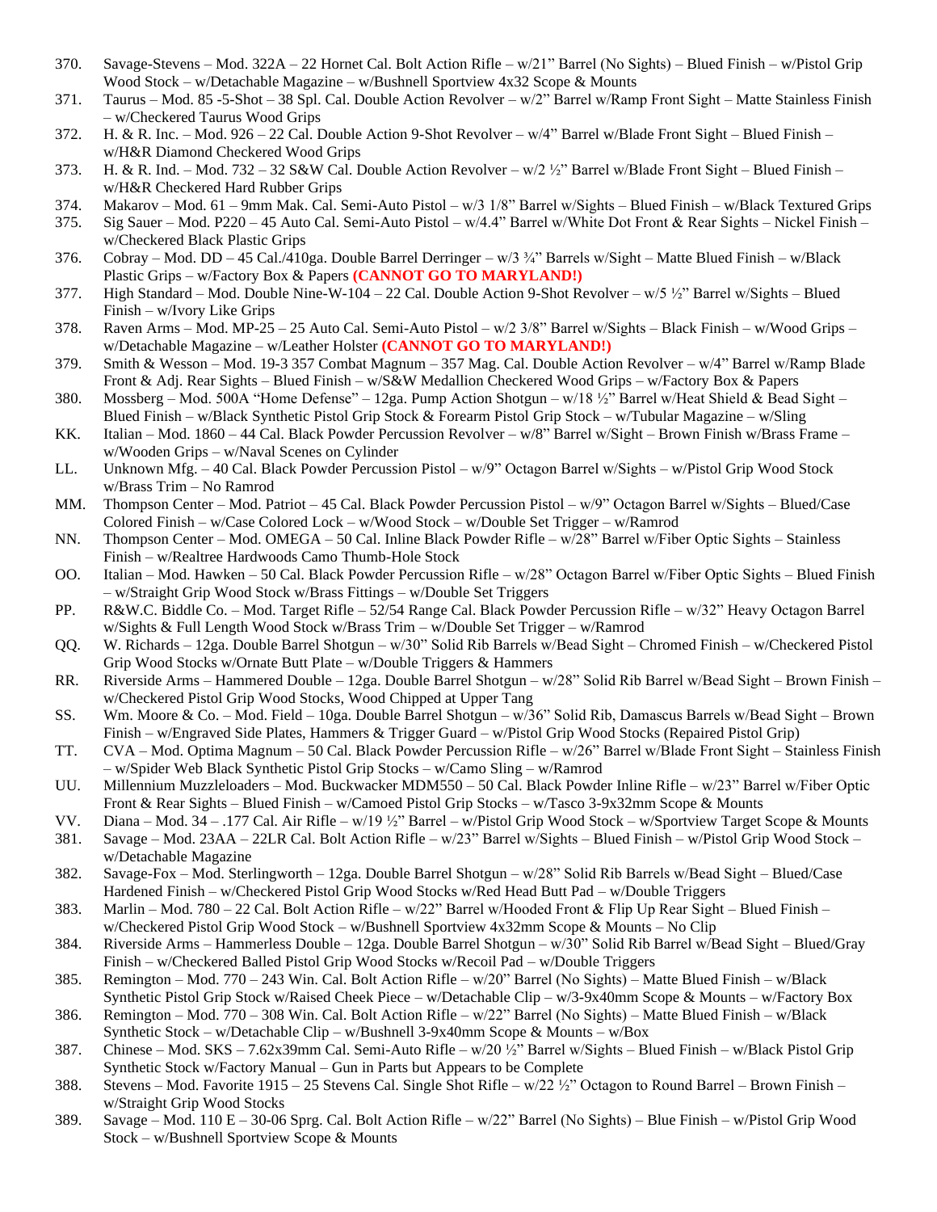370. Savage-Stevens – Mod. 322A – 22 Hornet Cal. Bolt Action Rifle – w/21" Barrel (No Sights) – Blued Finish – w/Pistol Grip Wood Stock – w/Detachable Magazine – w/Bushnell Sportview 4x32 Scope & Mounts

371. Taurus – Mod. 85 -5-Shot – 38 Spl. Cal. Double Action Revolver – w/2" Barrel w/Ramp Front Sight – Matte Stainless Finish – w/Checkered Taurus Wood Grips

372. H. & R. Inc. – Mod. 926 – 22 Cal. Double Action 9-Shot Revolver – w/4" Barrel w/Blade Front Sight – Blued Finish – w/H&R Diamond Checkered Wood Grips

373. H. & R. Ind. – Mod. 732 – 32 S&W Cal. Double Action Revolver – w/2 ½" Barrel w/Blade Front Sight – Blued Finish – w/H&R Checkered Hard Rubber Grips

374. Makarov – Mod. 61 – 9mm Mak. Cal. Semi-Auto Pistol – w/3 1/8" Barrel w/Sights – Blued Finish – w/Black Textured Grips

375. Sig Sauer – Mod. P220 – 45 Auto Cal. Semi-Auto Pistol – w/4.4" Barrel w/White Dot Front & Rear Sights – Nickel Finish – w/Checkered Black Plastic Grips

376. Cobray – Mod. DD – 45 Cal./410ga. Double Barrel Derringer – w/3 ¾" Barrels w/Sight – Matte Blued Finish – w/Black Plastic Grips – w/Factory Box & Papers **(CANNOT GO TO MARYLAND!)**

377. High Standard – Mod. Double Nine-W-104 – 22 Cal. Double Action 9-Shot Revolver – w/5 ½" Barrel w/Sights – Blued Finish – w/Ivory Like Grips

378. Raven Arms – Mod. MP-25 – 25 Auto Cal. Semi-Auto Pistol – w/2 3/8" Barrel w/Sights – Black Finish – w/Wood Grips – w/Detachable Magazine – w/Leather Holster **(CANNOT GO TO MARYLAND!)**

379. Smith & Wesson – Mod. 19-3 357 Combat Magnum – 357 Mag. Cal. Double Action Revolver – w/4" Barrel w/Ramp Blade Front & Adj. Rear Sights – Blued Finish – w/S&W Medallion Checkered Wood Grips – w/Factory Box & Papers

380. Mossberg – Mod. 500A "Home Defense" – 12ga. Pump Action Shotgun – w/18 ½" Barrel w/Heat Shield & Bead Sight – Blued Finish – w/Black Synthetic Pistol Grip Stock & Forearm Pistol Grip Stock – w/Tubular Magazine – w/Sling

KK. Italian – Mod. 1860 – 44 Cal. Black Powder Percussion Revolver – w/8" Barrel w/Sight – Brown Finish w/Brass Frame – w/Wooden Grips – w/Naval Scenes on Cylinder

LL. Unknown Mfg. – 40 Cal. Black Powder Percussion Pistol – w/9" Octagon Barrel w/Sights – w/Pistol Grip Wood Stock w/Brass Trim – No Ramrod

MM. Thompson Center – Mod. Patriot – 45 Cal. Black Powder Percussion Pistol – w/9" Octagon Barrel w/Sights – Blued/Case Colored Finish – w/Case Colored Lock – w/Wood Stock – w/Double Set Trigger – w/Ramrod

NN. Thompson Center – Mod. OMEGA – 50 Cal. Inline Black Powder Rifle – w/28" Barrel w/Fiber Optic Sights – Stainless Finish – w/Realtree Hardwoods Camo Thumb-Hole Stock

OO. Italian – Mod. Hawken – 50 Cal. Black Powder Percussion Rifle – w/28" Octagon Barrel w/Fiber Optic Sights – Blued Finish – w/Straight Grip Wood Stock w/Brass Fittings – w/Double Set Triggers

PP. R&W.C. Biddle Co. – Mod. Target Rifle – 52/54 Range Cal. Black Powder Percussion Rifle – w/32" Heavy Octagon Barrel w/Sights & Full Length Wood Stock w/Brass Trim – w/Double Set Trigger – w/Ramrod

QQ. W. Richards – 12ga. Double Barrel Shotgun – w/30" Solid Rib Barrels w/Bead Sight – Chromed Finish – w/Checkered Pistol Grip Wood Stocks w/Ornate Butt Plate – w/Double Triggers & Hammers

RR. Riverside Arms – Hammered Double – 12ga. Double Barrel Shotgun – w/28" Solid Rib Barrel w/Bead Sight – Brown Finish – w/Checkered Pistol Grip Wood Stocks, Wood Chipped at Upper Tang

SS. Wm. Moore & Co. – Mod. Field – 10ga. Double Barrel Shotgun – w/36" Solid Rib, Damascus Barrels w/Bead Sight – Brown Finish – w/Engraved Side Plates, Hammers & Trigger Guard – w/Pistol Grip Wood Stocks (Repaired Pistol Grip)

TT. CVA – Mod. Optima Magnum – 50 Cal. Black Powder Percussion Rifle – w/26" Barrel w/Blade Front Sight – Stainless Finish – w/Spider Web Black Synthetic Pistol Grip Stocks – w/Camo Sling – w/Ramrod

UU. Millennium Muzzleloaders – Mod. Buckwacker MDM550 – 50 Cal. Black Powder Inline Rifle – w/23" Barrel w/Fiber Optic Front & Rear Sights – Blued Finish – w/Camoed Pistol Grip Stocks – w/Tasco 3-9x32mm Scope & Mounts

VV. Diana – Mod. 34 – .177 Cal. Air Rifle – w/19 ½" Barrel – w/Pistol Grip Wood Stock – w/Sportview Target Scope & Mounts

381. Savage – Mod. 23AA – 22LR Cal. Bolt Action Rifle – w/23" Barrel w/Sights – Blued Finish – w/Pistol Grip Wood Stock – w/Detachable Magazine

382. Savage-Fox – Mod. Sterlingworth – 12ga. Double Barrel Shotgun – w/28" Solid Rib Barrels w/Bead Sight – Blued/Case Hardened Finish – w/Checkered Pistol Grip Wood Stocks w/Red Head Butt Pad – w/Double Triggers

383. Marlin – Mod. 780 – 22 Cal. Bolt Action Rifle – w/22" Barrel w/Hooded Front & Flip Up Rear Sight – Blued Finish – w/Checkered Pistol Grip Wood Stock – w/Bushnell Sportview 4x32mm Scope & Mounts – No Clip

384. Riverside Arms – Hammerless Double – 12ga. Double Barrel Shotgun – w/30" Solid Rib Barrel w/Bead Sight – Blued/Gray Finish – w/Checkered Balled Pistol Grip Wood Stocks w/Recoil Pad – w/Double Triggers

385. Remington – Mod. 770 – 243 Win. Cal. Bolt Action Rifle – w/20" Barrel (No Sights) – Matte Blued Finish – w/Black Synthetic Pistol Grip Stock w/Raised Cheek Piece – w/Detachable Clip – w/3-9x40mm Scope & Mounts – w/Factory Box

386. Remington – Mod. 770 – 308 Win. Cal. Bolt Action Rifle – w/22" Barrel (No Sights) – Matte Blued Finish – w/Black Synthetic Stock – w/Detachable Clip – w/Bushnell 3-9x40mm Scope & Mounts – w/Box

387. Chinese – Mod. SKS – 7.62x39mm Cal. Semi-Auto Rifle – w/20 ½" Barrel w/Sights – Blued Finish – w/Black Pistol Grip Synthetic Stock w/Factory Manual – Gun in Parts but Appears to be Complete

388. Stevens – Mod. Favorite 1915 – 25 Stevens Cal. Single Shot Rifle – w/22 ½" Octagon to Round Barrel – Brown Finish – w/Straight Grip Wood Stocks

389. Savage – Mod. 110 E – 30-06 Sprg. Cal. Bolt Action Rifle – w/22" Barrel (No Sights) – Blue Finish – w/Pistol Grip Wood Stock – w/Bushnell Sportview Scope & Mounts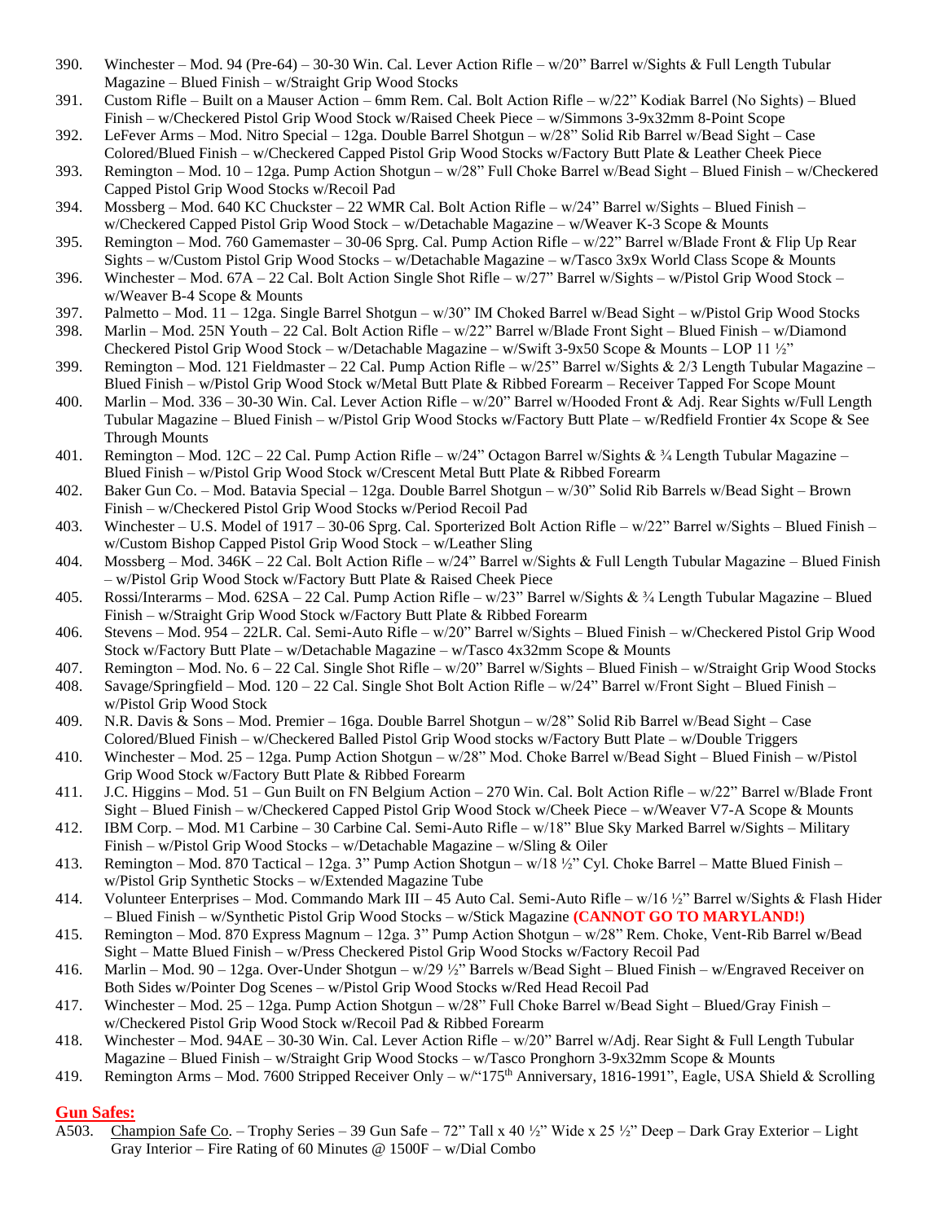390. Winchester – Mod. 94 (Pre-64) – 30-30 Win. Cal. Lever Action Rifle – w/20" Barrel w/Sights & Full Length Tubular Magazine – Blued Finish – w/Straight Grip Wood Stocks

391. Custom Rifle – Built on a Mauser Action – 6mm Rem. Cal. Bolt Action Rifle – w/22" Kodiak Barrel (No Sights) – Blued Finish – w/Checkered Pistol Grip Wood Stock w/Raised Cheek Piece – w/Simmons 3-9x32mm 8-Point Scope

392. LeFever Arms – Mod. Nitro Special – 12ga. Double Barrel Shotgun – w/28" Solid Rib Barrel w/Bead Sight – Case Colored/Blued Finish – w/Checkered Capped Pistol Grip Wood Stocks w/Factory Butt Plate & Leather Cheek Piece

393. Remington – Mod. 10 – 12ga. Pump Action Shotgun – w/28" Full Choke Barrel w/Bead Sight – Blued Finish – w/Checkered Capped Pistol Grip Wood Stocks w/Recoil Pad

394. Mossberg – Mod. 640 KC Chuckster – 22 WMR Cal. Bolt Action Rifle – w/24" Barrel w/Sights – Blued Finish – w/Checkered Capped Pistol Grip Wood Stock – w/Detachable Magazine – w/Weaver K-3 Scope & Mounts

395. Remington – Mod. 760 Gamemaster – 30-06 Sprg. Cal. Pump Action Rifle – w/22" Barrel w/Blade Front & Flip Up Rear Sights – w/Custom Pistol Grip Wood Stocks – w/Detachable Magazine – w/Tasco 3x9x World Class Scope & Mounts

396. Winchester – Mod. 67A – 22 Cal. Bolt Action Single Shot Rifle – w/27" Barrel w/Sights – w/Pistol Grip Wood Stock – w/Weaver B-4 Scope & Mounts

397. Palmetto – Mod. 11 – 12ga. Single Barrel Shotgun – w/30" IM Choked Barrel w/Bead Sight – w/Pistol Grip Wood Stocks

398. Marlin – Mod. 25N Youth – 22 Cal. Bolt Action Rifle – w/22" Barrel w/Blade Front Sight – Blued Finish – w/Diamond Checkered Pistol Grip Wood Stock – w/Detachable Magazine – w/Swift 3-9x50 Scope & Mounts – LOP 11 ½"

399. Remington – Mod. 121 Fieldmaster – 22 Cal. Pump Action Rifle – w/25" Barrel w/Sights & 2/3 Length Tubular Magazine – Blued Finish – w/Pistol Grip Wood Stock w/Metal Butt Plate & Ribbed Forearm – Receiver Tapped For Scope Mount

400. Marlin – Mod. 336 – 30-30 Win. Cal. Lever Action Rifle – w/20" Barrel w/Hooded Front & Adj. Rear Sights w/Full Length Tubular Magazine – Blued Finish – w/Pistol Grip Wood Stocks w/Factory Butt Plate – w/Redfield Frontier 4x Scope & See Through Mounts

401. Remington – Mod. 12C – 22 Cal. Pump Action Rifle – w/24" Octagon Barrel w/Sights & ¾ Length Tubular Magazine – Blued Finish – w/Pistol Grip Wood Stock w/Crescent Metal Butt Plate & Ribbed Forearm

402. Baker Gun Co. – Mod. Batavia Special – 12ga. Double Barrel Shotgun – w/30" Solid Rib Barrels w/Bead Sight – Brown Finish – w/Checkered Pistol Grip Wood Stocks w/Period Recoil Pad

403. Winchester – U.S. Model of 1917 – 30-06 Sprg. Cal. Sporterized Bolt Action Rifle – w/22" Barrel w/Sights – Blued Finish – w/Custom Bishop Capped Pistol Grip Wood Stock – w/Leather Sling

404. Mossberg – Mod. 346K – 22 Cal. Bolt Action Rifle – w/24" Barrel w/Sights & Full Length Tubular Magazine – Blued Finish – w/Pistol Grip Wood Stock w/Factory Butt Plate & Raised Cheek Piece

405. Rossi/Interarms – Mod. 62SA – 22 Cal. Pump Action Rifle – w/23" Barrel w/Sights & ¾ Length Tubular Magazine – Blued Finish – w/Straight Grip Wood Stock w/Factory Butt Plate & Ribbed Forearm

406. Stevens – Mod. 954 – 22LR. Cal. Semi-Auto Rifle – w/20" Barrel w/Sights – Blued Finish – w/Checkered Pistol Grip Wood Stock w/Factory Butt Plate – w/Detachable Magazine – w/Tasco 4x32mm Scope & Mounts

407. Remington – Mod. No. 6 – 22 Cal. Single Shot Rifle – w/20" Barrel w/Sights – Blued Finish – w/Straight Grip Wood Stocks

408. Savage/Springfield – Mod. 120 – 22 Cal. Single Shot Bolt Action Rifle – w/24" Barrel w/Front Sight – Blued Finish – w/Pistol Grip Wood Stock

409. N.R. Davis & Sons – Mod. Premier – 16ga. Double Barrel Shotgun – w/28" Solid Rib Barrel w/Bead Sight – Case Colored/Blued Finish – w/Checkered Balled Pistol Grip Wood stocks w/Factory Butt Plate – w/Double Triggers

410. Winchester – Mod. 25 – 12ga. Pump Action Shotgun – w/28" Mod. Choke Barrel w/Bead Sight – Blued Finish – w/Pistol Grip Wood Stock w/Factory Butt Plate & Ribbed Forearm

411. J.C. Higgins – Mod. 51 – Gun Built on FN Belgium Action – 270 Win. Cal. Bolt Action Rifle – w/22" Barrel w/Blade Front Sight – Blued Finish – w/Checkered Capped Pistol Grip Wood Stock w/Cheek Piece – w/Weaver V7-A Scope & Mounts

412. IBM Corp. – Mod. M1 Carbine – 30 Carbine Cal. Semi-Auto Rifle – w/18" Blue Sky Marked Barrel w/Sights – Military Finish – w/Pistol Grip Wood Stocks – w/Detachable Magazine – w/Sling & Oiler

413. Remington – Mod. 870 Tactical – 12ga. 3" Pump Action Shotgun – w/18 ½" Cyl. Choke Barrel – Matte Blued Finish – w/Pistol Grip Synthetic Stocks – w/Extended Magazine Tube

414. Volunteer Enterprises – Mod. Commando Mark III – 45 Auto Cal. Semi-Auto Rifle – w/16 ½" Barrel w/Sights & Flash Hider – Blued Finish – w/Synthetic Pistol Grip Wood Stocks – w/Stick Magazine **(CANNOT GO TO MARYLAND!)**

415. Remington – Mod. 870 Express Magnum – 12ga. 3" Pump Action Shotgun – w/28" Rem. Choke, Vent-Rib Barrel w/Bead Sight – Matte Blued Finish – w/Press Checkered Pistol Grip Wood Stocks w/Factory Recoil Pad

416. Marlin – Mod. 90 – 12ga. Over-Under Shotgun – w/29 ½" Barrels w/Bead Sight – Blued Finish – w/Engraved Receiver on Both Sides w/Pointer Dog Scenes – w/Pistol Grip Wood Stocks w/Red Head Recoil Pad

417. Winchester – Mod. 25 – 12ga. Pump Action Shotgun – w/28" Full Choke Barrel w/Bead Sight – Blued/Gray Finish – w/Checkered Pistol Grip Wood Stock w/Recoil Pad & Ribbed Forearm

418. Winchester – Mod. 94AE – 30-30 Win. Cal. Lever Action Rifle – w/20" Barrel w/Adj. Rear Sight & Full Length Tubular Magazine – Blued Finish – w/Straight Grip Wood Stocks – w/Tasco Pronghorn 3-9x32mm Scope & Mounts

419. Remington Arms – Mod. 7600 Stripped Receiver Only – w/"175th Anniversary, 1816-1991", Eagle, USA Shield & Scrolling

## Gun Safes:

A503. Champion Safe Co. – Trophy Series – 39 Gun Safe – 72" Tall x 40 ½" Wide x 25 ½" Deep – Dark Gray Exterior – Light Gray Interior – Fire Rating of 60 Minutes @ 1500F – w/Dial Combo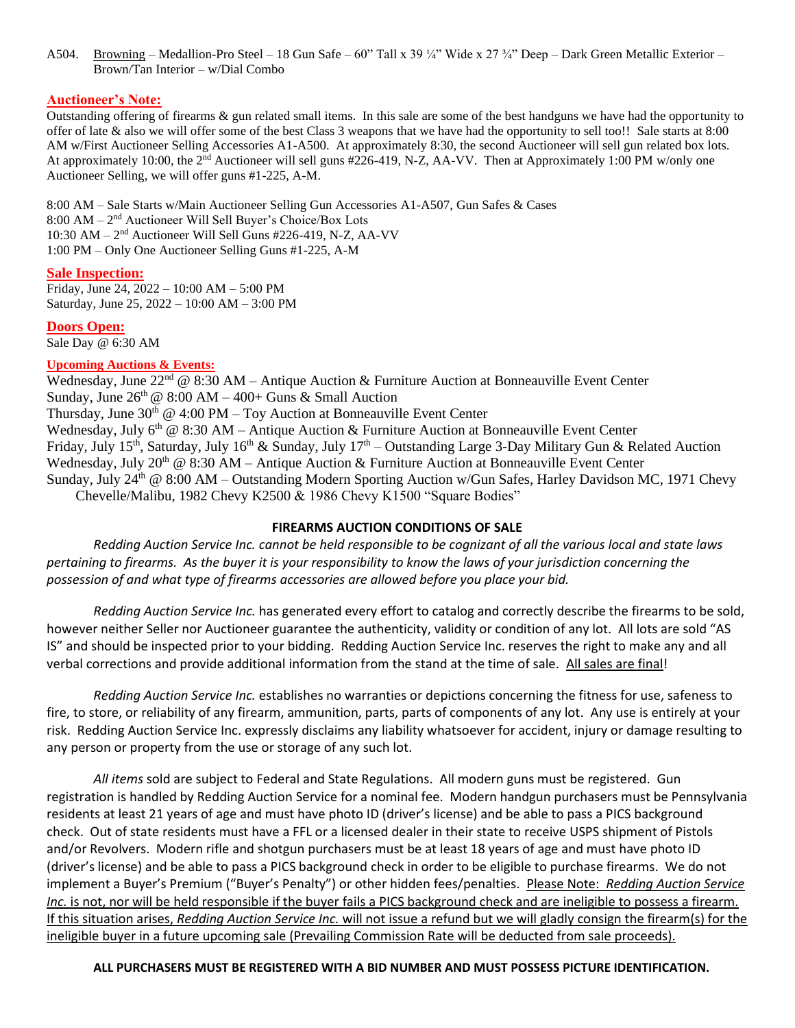A504. Browning – Medallion-Pro Steel – 18 Gun Safe – 60" Tall x 39 ¼" Wide x 27 ¾" Deep – Dark Green Metallic Exterior – Brown/Tan Interior – w/Dial Combo

## Auctioneer's Note:

Outstanding offering of firearms & gun related small items. In this sale are some of the best handguns we have had the opportunity to offer of late & also we will offer some of the best Class 3 weapons that we have had the opportunity to sell too!! Sale starts at 8:00 AM w/First Auctioneer Selling Accessories A1-A500. At approximately 8:30, the second Auctioneer will sell gun related box lots. At approximately 10:00, the 2nd Auctioneer will sell guns #226-419, N-Z, AA-VV. Then at Approximately 1:00 PM w/only one Auctioneer Selling, we will offer guns #1-225, A-M.

8:00 AM – Sale Starts w/Main Auctioneer Selling Gun Accessories A1-A507, Gun Safes & Cases
8:00 AM – 2nd Auctioneer Will Sell Buyer's Choice/Box Lots
10:30 AM – 2nd Auctioneer Will Sell Guns #226-419, N-Z, AA-VV
1:00 PM – Only One Auctioneer Selling Guns #1-225, A-M

## Sale Inspection:

Friday, June 24, 2022 – 10:00 AM – 5:00 PM
Saturday, June 25, 2022 – 10:00 AM – 3:00 PM

## Doors Open:

Sale Day @ 6:30 AM

## Upcoming Auctions & Events:

Wednesday, June 22nd @ 8:30 AM – Antique Auction & Furniture Auction at Bonneauville Event Center
Sunday, June 26th @ 8:00 AM – 400+ Guns & Small Auction
Thursday, June 30th @ 4:00 PM – Toy Auction at Bonneauville Event Center
Wednesday, July 6th @ 8:30 AM – Antique Auction & Furniture Auction at Bonneauville Event Center
Friday, July 15th, Saturday, July 16th & Sunday, July 17th – Outstanding Large 3-Day Military Gun & Related Auction
Wednesday, July 20th @ 8:30 AM – Antique Auction & Furniture Auction at Bonneauville Event Center
Sunday, July 24th @ 8:00 AM – Outstanding Modern Sporting Auction w/Gun Safes, Harley Davidson MC, 1971 Chevy Chevelle/Malibu, 1982 Chevy K2500 & 1986 Chevy K1500 "Square Bodies"

## FIREARMS AUCTION CONDITIONS OF SALE

*Redding Auction Service Inc. cannot be held responsible to be cognizant of all the various local and state laws pertaining to firearms. As the buyer it is your responsibility to know the laws of your jurisdiction concerning the possession of and what type of firearms accessories are allowed before you place your bid.*

*Redding Auction Service Inc.* has generated every effort to catalog and correctly describe the firearms to be sold, however neither Seller nor Auctioneer guarantee the authenticity, validity or condition of any lot. All lots are sold "AS IS" and should be inspected prior to your bidding. Redding Auction Service Inc. reserves the right to make any and all verbal corrections and provide additional information from the stand at the time of sale. All sales are final!

*Redding Auction Service Inc.* establishes no warranties or depictions concerning the fitness for use, safeness to fire, to store, or reliability of any firearm, ammunition, parts, parts of components of any lot. Any use is entirely at your risk. Redding Auction Service Inc. expressly disclaims any liability whatsoever for accident, injury or damage resulting to any person or property from the use or storage of any such lot.

*All items* sold are subject to Federal and State Regulations. All modern guns must be registered. Gun registration is handled by Redding Auction Service for a nominal fee. Modern handgun purchasers must be Pennsylvania residents at least 21 years of age and must have photo ID (driver's license) and be able to pass a PICS background check. Out of state residents must have a FFL or a licensed dealer in their state to receive USPS shipment of Pistols and/or Revolvers. Modern rifle and shotgun purchasers must be at least 18 years of age and must have photo ID (driver's license) and be able to pass a PICS background check in order to be eligible to purchase firearms. We do not implement a Buyer's Premium ("Buyer's Penalty") or other hidden fees/penalties. Please Note: *Redding Auction Service Inc.* is not, nor will be held responsible if the buyer fails a PICS background check and are ineligible to possess a firearm. If this situation arises, *Redding Auction Service Inc.* will not issue a refund but we will gladly consign the firearm(s) for the ineligible buyer in a future upcoming sale (Prevailing Commission Rate will be deducted from sale proceeds).

**ALL PURCHASERS MUST BE REGISTERED WITH A BID NUMBER AND MUST POSSESS PICTURE IDENTIFICATION.**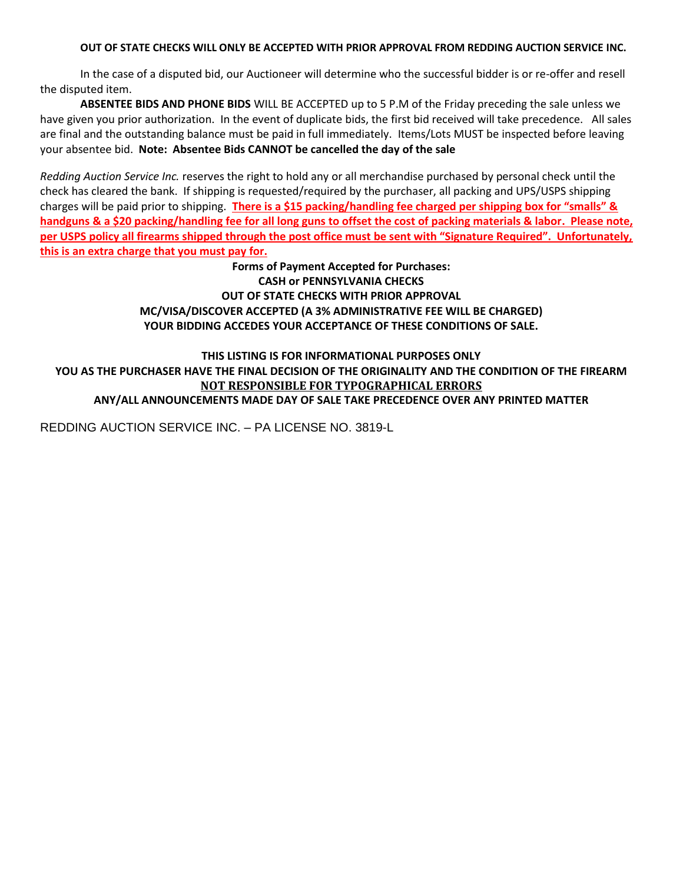**OUT OF STATE CHECKS WILL ONLY BE ACCEPTED WITH PRIOR APPROVAL FROM REDDING AUCTION SERVICE INC.**

In the case of a disputed bid, our Auctioneer will determine who the successful bidder is or re-offer and resell the disputed item.

**ABSENTEE BIDS AND PHONE BIDS** WILL BE ACCEPTED up to 5 P.M of the Friday preceding the sale unless we have given you prior authorization. In the event of duplicate bids, the first bid received will take precedence. All sales are final and the outstanding balance must be paid in full immediately. Items/Lots MUST be inspected before leaving your absentee bid. **Note: Absentee Bids CANNOT be cancelled the day of the sale**

*Redding Auction Service Inc.* reserves the right to hold any or all merchandise purchased by personal check until the check has cleared the bank. If shipping is requested/required by the purchaser, all packing and UPS/USPS shipping charges will be paid prior to shipping. **There is a $15 packing/handling fee charged per shipping box for "smalls" & handguns & a $20 packing/handling fee for all long guns to offset the cost of packing materials & labor. Please note, per USPS policy all firearms shipped through the post office must be sent with "Signature Required". Unfortunately, this is an extra charge that you must pay for.**

**Forms of Payment Accepted for Purchases:**
**CASH or PENNSYLVANIA CHECKS**
**OUT OF STATE CHECKS WITH PRIOR APPROVAL**
**MC/VISA/DISCOVER ACCEPTED (A 3% ADMINISTRATIVE FEE WILL BE CHARGED)**
**YOUR BIDDING ACCEDES YOUR ACCEPTANCE OF THESE CONDITIONS OF SALE.**

**THIS LISTING IS FOR INFORMATIONAL PURPOSES ONLY**
**YOU AS THE PURCHASER HAVE THE FINAL DECISION OF THE ORIGINALITY AND THE CONDITION OF THE FIREARM**
**NOT RESPONSIBLE FOR TYPOGRAPHICAL ERRORS**
**ANY/ALL ANNOUNCEMENTS MADE DAY OF SALE TAKE PRECEDENCE OVER ANY PRINTED MATTER**

REDDING AUCTION SERVICE INC. – PA LICENSE NO. 3819-L